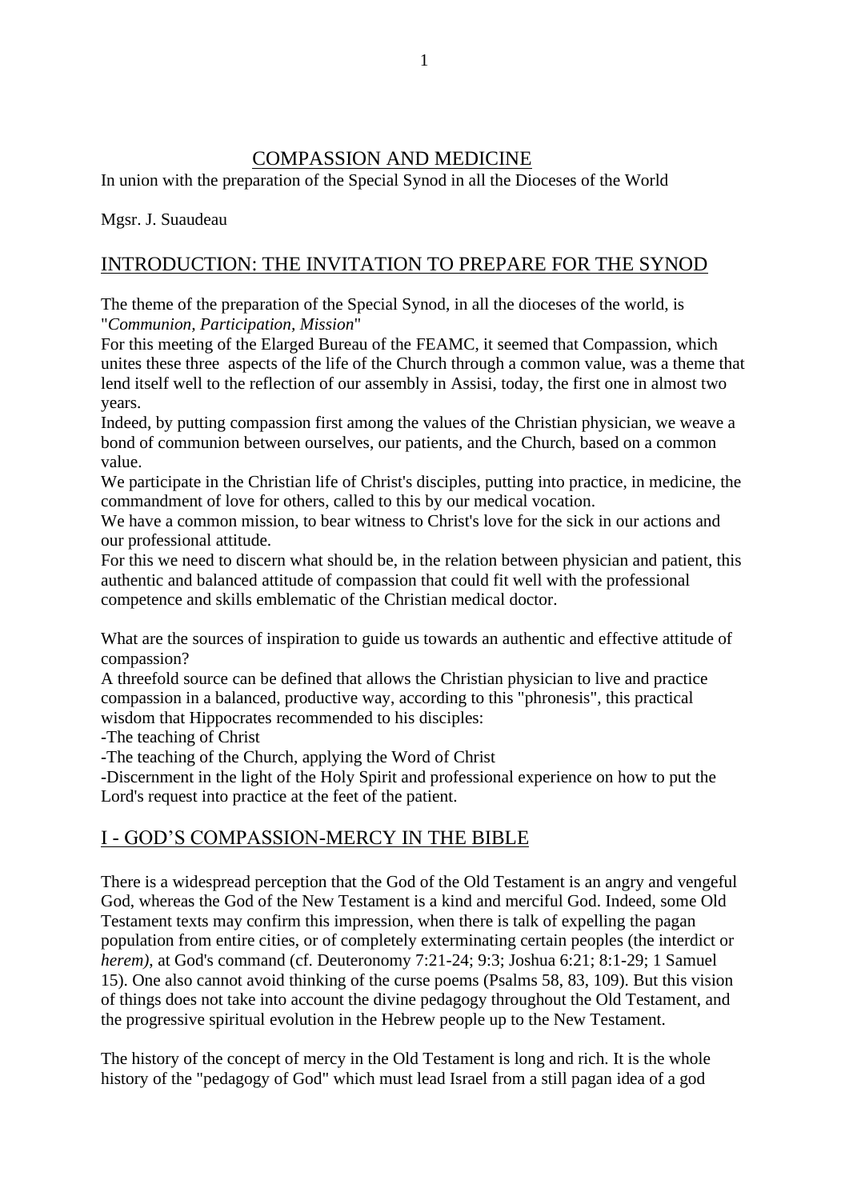# COMPASSION AND MEDICINE

In union with the preparation of the Special Synod in all the Dioceses of the World

Mgsr. J. Suaudeau

## INTRODUCTION: THE INVITATION TO PREPARE FOR THE SYNOD

The theme of the preparation of the Special Synod, in all the dioceses of the world, is "*Communion, Participation, Mission*"

For this meeting of the Elarged Bureau of the FEAMC, it seemed that Compassion, which unites these three aspects of the life of the Church through a common value, was a theme that lend itself well to the reflection of our assembly in Assisi, today, the first one in almost two years.

Indeed, by putting compassion first among the values of the Christian physician, we weave a bond of communion between ourselves, our patients, and the Church, based on a common value.

We participate in the Christian life of Christ's disciples, putting into practice, in medicine, the commandment of love for others, called to this by our medical vocation.

We have a common mission, to bear witness to Christ's love for the sick in our actions and our professional attitude.

For this we need to discern what should be, in the relation between physician and patient, this authentic and balanced attitude of compassion that could fit well with the professional competence and skills emblematic of the Christian medical doctor.

What are the sources of inspiration to guide us towards an authentic and effective attitude of compassion?

A threefold source can be defined that allows the Christian physician to live and practice compassion in a balanced, productive way, according to this "phronesis", this practical wisdom that Hippocrates recommended to his disciples:

-The teaching of Christ

-The teaching of the Church, applying the Word of Christ

-Discernment in the light of the Holy Spirit and professional experience on how to put the Lord's request into practice at the feet of the patient.

## I - GOD'S COMPASSION-MERCY IN THE BIBLE

There is a widespread perception that the God of the Old Testament is an angry and vengeful God, whereas the God of the New Testament is a kind and merciful God. Indeed, some Old Testament texts may confirm this impression, when there is talk of expelling the pagan population from entire cities, or of completely exterminating certain peoples (the interdict or *herem),* at God's command (cf. Deuteronomy 7:21-24; 9:3; Joshua 6:21; 8:1-29; 1 Samuel 15). One also cannot avoid thinking of the curse poems (Psalms 58, 83, 109). But this vision of things does not take into account the divine pedagogy throughout the Old Testament, and the progressive spiritual evolution in the Hebrew people up to the New Testament.

The history of the concept of mercy in the Old Testament is long and rich. It is the whole history of the "pedagogy of God" which must lead Israel from a still pagan idea of a god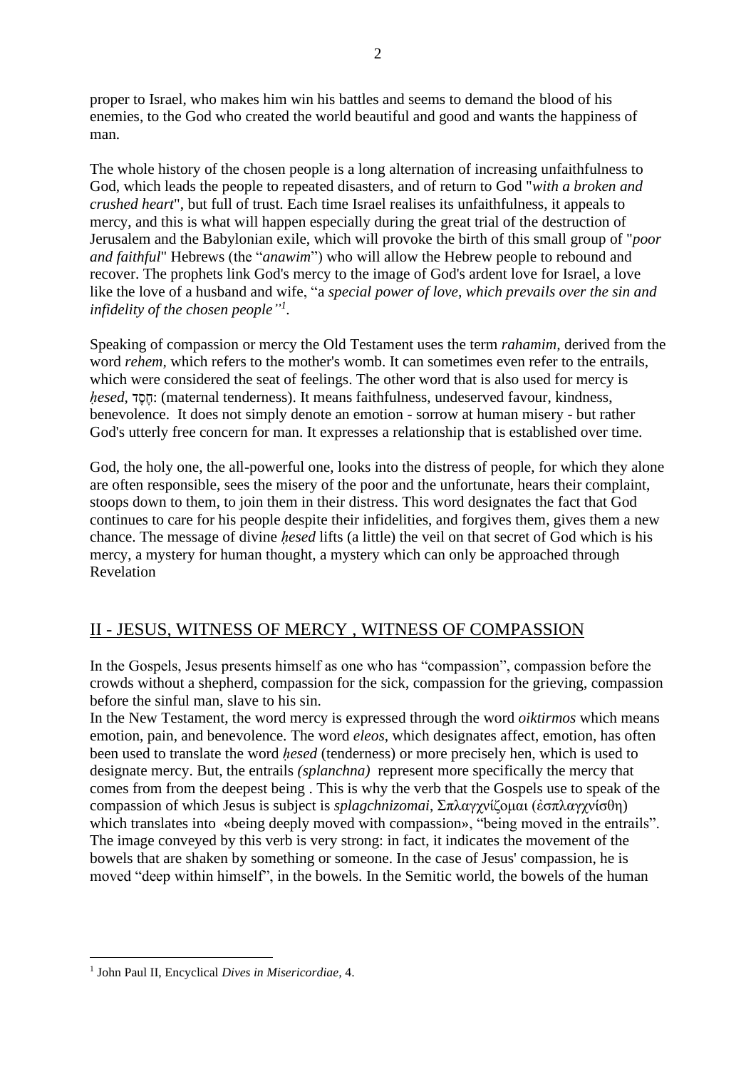proper to Israel, who makes him win his battles and seems to demand the blood of his enemies, to the God who created the world beautiful and good and wants the happiness of man.

The whole history of the chosen people is a long alternation of increasing unfaithfulness to God, which leads the people to repeated disasters, and of return to God "*with a broken and crushed heart*", but full of trust. Each time Israel realises its unfaithfulness, it appeals to mercy, and this is what will happen especially during the great trial of the destruction of Jerusalem and the Babylonian exile, which will provoke the birth of this small group of "*poor and faithful*" Hebrews (the "*anawim*") who will allow the Hebrew people to rebound and recover. The prophets link God's mercy to the image of God's ardent love for Israel, a love like the love of a husband and wife, "a *special power of love, which prevails over the sin and infidelity of the chosen people"*[1].

Speaking of compassion or mercy the Old Testament uses the term *rahamim,* derived from the word *rehem,* which refers to the mother's womb. It can sometimes even refer to the entrails, which were considered the seat of feelings. The other word that is also used for mercy is *ḥesed,* חֶסֶד: (maternal tenderness). It means faithfulness, undeserved favour, kindness, benevolence. It does not simply denote an emotion - sorrow at human misery - but rather God's utterly free concern for man. It expresses a relationship that is established over time.

God, the holy one, the all-powerful one, looks into the distress of people, for which they alone are often responsible, sees the misery of the poor and the unfortunate, hears their complaint, stoops down to them, to join them in their distress. This word designates the fact that God continues to care for his people despite their infidelities, and forgives them, gives them a new chance. The message of divine *ḥesed* lifts (a little) the veil on that secret of God which is his mercy, a mystery for human thought, a mystery which can only be approached through Revelation

## II - JESUS, WITNESS OF MERCY , WITNESS OF COMPASSION

In the Gospels, Jesus presents himself as one who has "compassion", compassion before the crowds without a shepherd, compassion for the sick, compassion for the grieving, compassion before the sinful man, slave to his sin.
In the New Testament, the word mercy is expressed through the word *oiktirmos* which means emotion, pain, and benevolence. The word *eleos*, which designates affect, emotion, has often been used to translate the word *ḥesed* (tenderness) or more precisely hen, which is used to designate mercy. But, the entrails *(splanchna)* represent more specifically the mercy that comes from from the deepest being . This is why the verb that the Gospels use to speak of the compassion of which Jesus is subject is *splagchnizomai*, Σπλαγχνίζομαι (ἐσπλαγχνίσθη) which translates into «being deeply moved with compassion», "being moved in the entrails". The image conveyed by this verb is very strong: in fact, it indicates the movement of the bowels that are shaken by something or someone. In the case of Jesus' compassion, he is moved "deep within himself", in the bowels. In the Semitic world, the bowels of the human

[1] John Paul II, Encyclical *Dives in Misericordiae*, 4.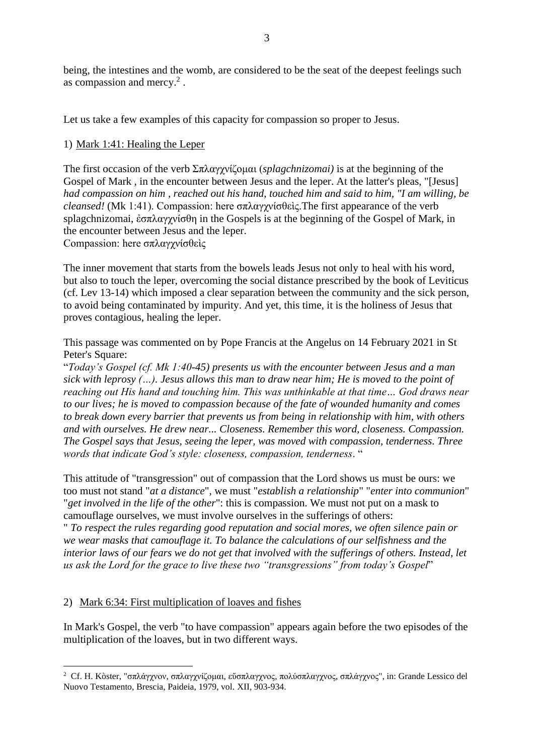being, the intestines and the womb, are considered to be the seat of the deepest feelings such as compassion and mercy.[2] .

Let us take a few examples of this capacity for compassion so proper to Jesus.

1) Mark 1:41: Healing the Leper

The first occasion of the verb Σπλαγχνίζομαι (*splagchnizomai)* is at the beginning of the Gospel of Mark , in the encounter between Jesus and the leper. At the latter's pleas, "[Jesus] *had compassion on him , reached out his hand, touched him and said to him, "I am willing, be cleansed!* (Mk 1:41). Compassion: here σπλαγχνίσθεὶς.The first appearance of the verb splagchnizomai, ἐσπλαγχνίσθη in the Gospels is at the beginning of the Gospel of Mark, in the encounter between Jesus and the leper.
Compassion: here σπλαγχνίσθεὶς

The inner movement that starts from the bowels leads Jesus not only to heal with his word, but also to touch the leper, overcoming the social distance prescribed by the book of Leviticus (cf. Lev 13-14) which imposed a clear separation between the community and the sick person, to avoid being contaminated by impurity. And yet, this time, it is the holiness of Jesus that proves contagious, healing the leper.

This passage was commented on by Pope Francis at the Angelus on 14 February 2021 in St Peter's Square:
"*Today's Gospel (cf. Mk 1:40-45) presents us with the encounter between Jesus and a man sick with leprosy (…). Jesus allows this man to draw near him; He is moved to the point of reaching out His hand and touching him. This was unthinkable at that time… God draws near to our lives; he is moved to compassion because of the fate of wounded humanity and comes to break down every barrier that prevents us from being in relationship with him, with others and with ourselves. He drew near... Closeness. Remember this word, closeness. Compassion. The Gospel says that Jesus, seeing the leper, was moved with compassion, tenderness. Three words that indicate God's style: closeness, compassion, tenderness*. "

This attitude of "transgression" out of compassion that the Lord shows us must be ours: we too must not stand "*at a distance*", we must "*establish a relationship*" "*enter into communion*" "*get involved in the life of the other*": this is compassion. We must not put on a mask to camouflage ourselves, we must involve ourselves in the sufferings of others:
" *To respect the rules regarding good reputation and social mores, we often silence pain or we wear masks that camouflage it. To balance the calculations of our selfishness and the interior laws of our fears we do not get that involved with the sufferings of others. Instead, let us ask the Lord for the grace to live these two "transgressions" from today's Gospel*"

2) Mark 6:34: First multiplication of loaves and fishes

In Mark's Gospel, the verb "to have compassion" appears again before the two episodes of the multiplication of the loaves, but in two different ways.

[2] Cf. H. Kòster, "σπλάγχνον, σπλαγχνίζομαι, εὔσπλαγχνος, πολύσπλαγχνος, σπλάγχνος", in: Grande Lessico del Nuovo Testamento, Brescia, Paideia, 1979, vol. XII, 903-934.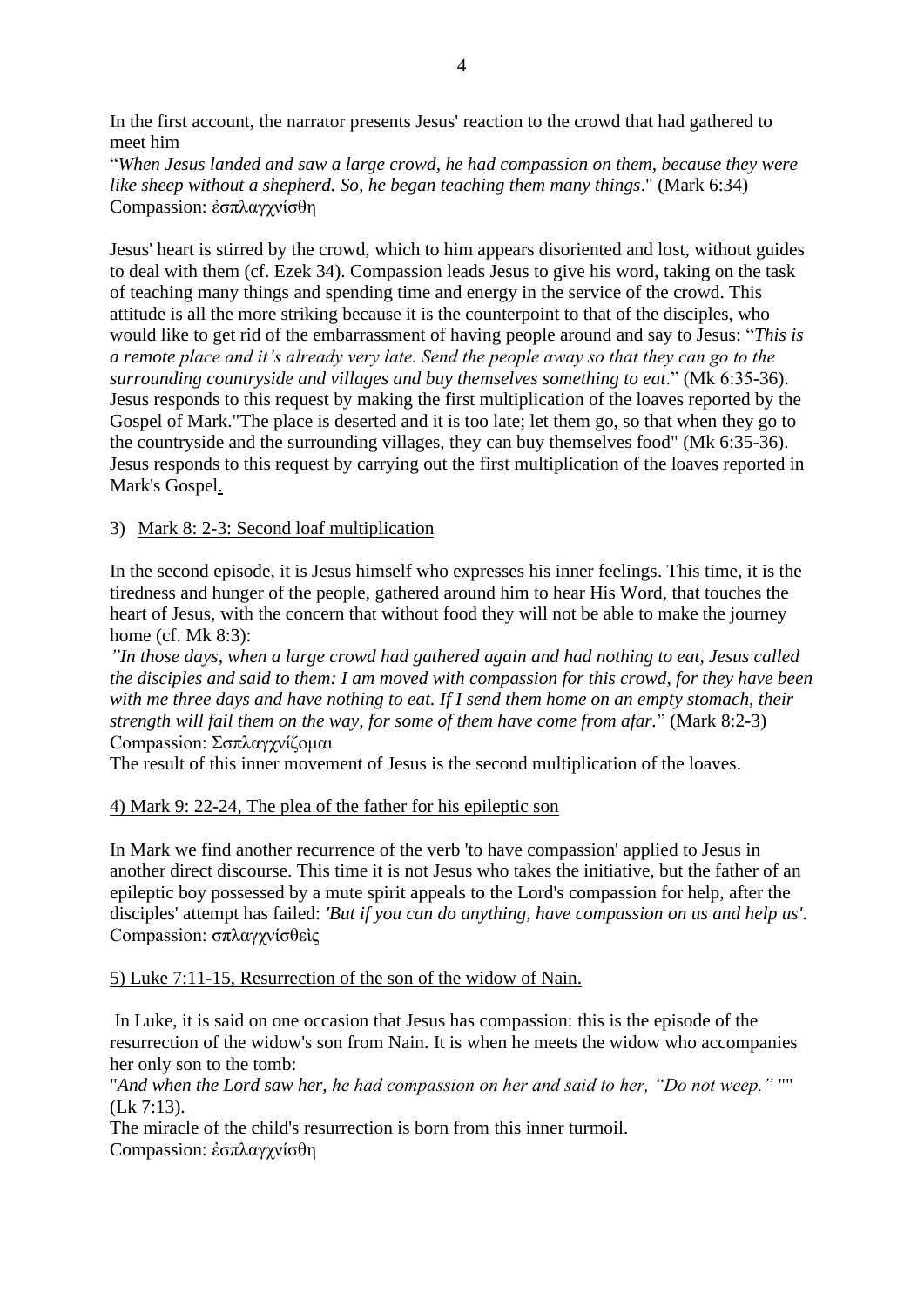In the first account, the narrator presents Jesus' reaction to the crowd that had gathered to meet him

"*When Jesus landed and saw a large crowd, he had compassion on them, because they were like sheep without a shepherd. So, he began teaching them many things*." (Mark 6:34)
Compassion: ἐσπλαγχνίσθη

Jesus' heart is stirred by the crowd, which to him appears disoriented and lost, without guides to deal with them (cf. Ezek 34). Compassion leads Jesus to give his word, taking on the task of teaching many things and spending time and energy in the service of the crowd. This attitude is all the more striking because it is the counterpoint to that of the disciples, who would like to get rid of the embarrassment of having people around and say to Jesus: "*This is a remote place and it's already very late. Send the people away so that they can go to the surrounding countryside and villages and buy themselves something to eat.*" (Mk 6:35-36). Jesus responds to this request by making the first multiplication of the loaves reported by the Gospel of Mark."The place is deserted and it is too late; let them go, so that when they go to the countryside and the surrounding villages, they can buy themselves food" (Mk 6:35-36). Jesus responds to this request by carrying out the first multiplication of the loaves reported in Mark's Gospel.

3) Mark 8: 2-3: Second loaf multiplication

In the second episode, it is Jesus himself who expresses his inner feelings. This time, it is the tiredness and hunger of the people, gathered around him to hear His Word, that touches the heart of Jesus, with the concern that without food they will not be able to make the journey home (cf. Mk 8:3):

*"In those days, when a large crowd had gathered again and had nothing to eat, Jesus called the disciples and said to them: I am moved with compassion for this crowd, for they have been with me three days and have nothing to eat. If I send them home on an empty stomach, their strength will fail them on the way, for some of them have come from afar.*" (Mark 8:2-3)
Compassion: Σπλαγχνίζομαι

The result of this inner movement of Jesus is the second multiplication of the loaves.

4) Mark 9: 22-24, The plea of the father for his epileptic son

In Mark we find another recurrence of the verb 'to have compassion' applied to Jesus in another direct discourse. This time it is not Jesus who takes the initiative, but the father of an epileptic boy possessed by a mute spirit appeals to the Lord's compassion for help, after the disciples' attempt has failed: *'But if you can do anything, have compassion on us and help us'*.
Compassion: σπλαγχνίσθεὶς

5) Luke 7:11-15, Resurrection of the son of the widow of Nain.

In Luke, it is said on one occasion that Jesus has compassion: this is the episode of the resurrection of the widow's son from Nain. It is when he meets the widow who accompanies her only son to the tomb:

"*And when the Lord saw her, he had compassion on her and said to her, "Do not weep."* "" (Lk 7:13).

The miracle of the child's resurrection is born from this inner turmoil.
Compassion: ἐσπλαγχνίσθη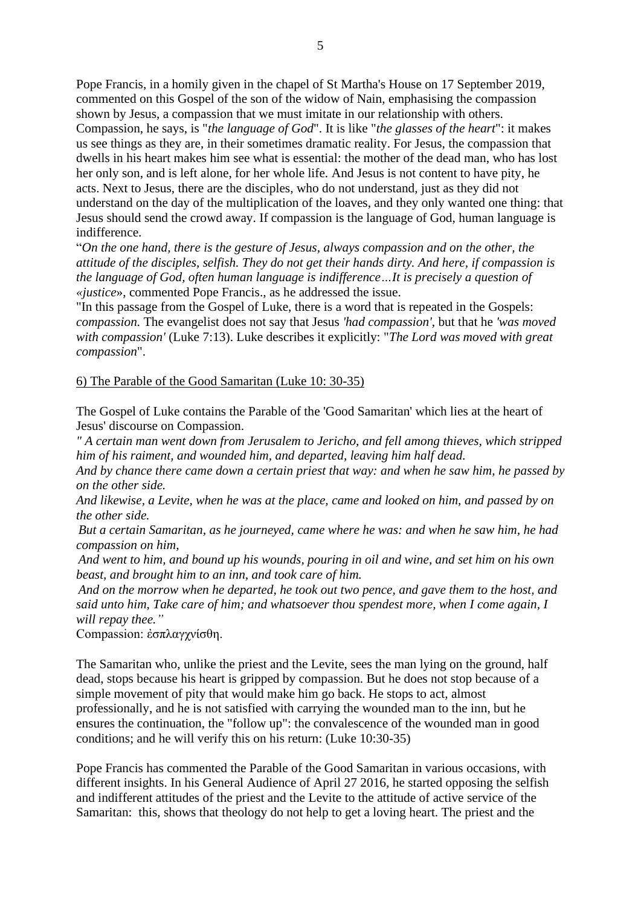Pope Francis, in a homily given in the chapel of St Martha's House on 17 September 2019, commented on this Gospel of the son of the widow of Nain, emphasising the compassion shown by Jesus, a compassion that we must imitate in our relationship with others. Compassion, he says, is "*the language of God*". It is like "*the glasses of the heart*": it makes us see things as they are, in their sometimes dramatic reality. For Jesus, the compassion that dwells in his heart makes him see what is essential: the mother of the dead man, who has lost her only son, and is left alone, for her whole life. And Jesus is not content to have pity, he acts. Next to Jesus, there are the disciples, who do not understand, just as they did not understand on the day of the multiplication of the loaves, and they only wanted one thing: that Jesus should send the crowd away. If compassion is the language of God, human language is indifference.

"*On the one hand, there is the gesture of Jesus, always compassion and on the other, the attitude of the disciples, selfish. They do not get their hands dirty. And here, if compassion is the language of God, often human language is indifference…It is precisely a question of «justice*», commented Pope Francis., as he addressed the issue.

"In this passage from the Gospel of Luke, there is a word that is repeated in the Gospels: *compassion.* The evangelist does not say that Jesus *'had compassion'*, but that he *'was moved with compassion'* (Luke 7:13). Luke describes it explicitly: "*The Lord was moved with great compassion*".

6) The Parable of the Good Samaritan (Luke 10: 30-35)

The Gospel of Luke contains the Parable of the 'Good Samaritan' which lies at the heart of Jesus' discourse on Compassion.

*" A certain man went down from Jerusalem to Jericho, and fell among thieves, which stripped him of his raiment, and wounded him, and departed, leaving him half dead.*

*And by chance there came down a certain priest that way: and when he saw him, he passed by on the other side.*

*And likewise, a Levite, when he was at the place, came and looked on him, and passed by on the other side.*

*But a certain Samaritan, as he journeyed, came where he was: and when he saw him, he had compassion on him,*

*And went to him, and bound up his wounds, pouring in oil and wine, and set him on his own beast, and brought him to an inn, and took care of him.*

*And on the morrow when he departed, he took out two pence, and gave them to the host, and said unto him, Take care of him; and whatsoever thou spendest more, when I come again, I will repay thee."*

Compassion: ἐσπλαγχνίσθη.

The Samaritan who, unlike the priest and the Levite, sees the man lying on the ground, half dead, stops because his heart is gripped by compassion. But he does not stop because of a simple movement of pity that would make him go back. He stops to act, almost professionally, and he is not satisfied with carrying the wounded man to the inn, but he ensures the continuation, the "follow up": the convalescence of the wounded man in good conditions; and he will verify this on his return: (Luke 10:30-35)

Pope Francis has commented the Parable of the Good Samaritan in various occasions, with different insights. In his General Audience of April 27 2016, he started opposing the selfish and indifferent attitudes of the priest and the Levite to the attitude of active service of the Samaritan: this, shows that theology do not help to get a loving heart. The priest and the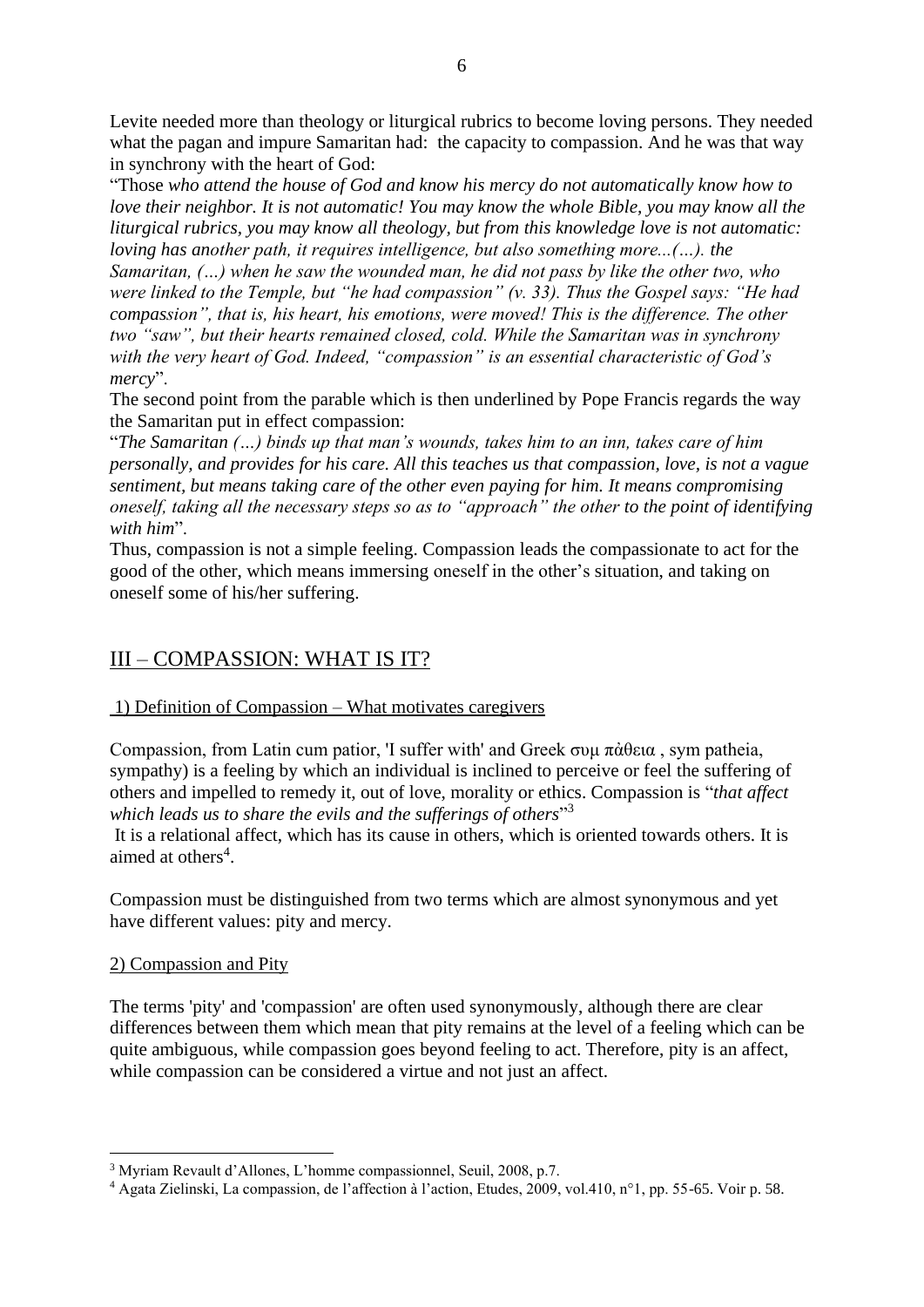Levite needed more than theology or liturgical rubrics to become loving persons. They needed what the pagan and impure Samaritan had: the capacity to compassion. And he was that way in synchrony with the heart of God:

"Those *who attend the house of God and know his mercy do not automatically know how to love their neighbor. It is not automatic! You may know the whole Bible, you may know all the liturgical rubrics, you may know all theology, but from this knowledge love is not automatic: loving has another path, it requires intelligence, but also something more...(…). the Samaritan, (…) when he saw the wounded man, he did not pass by like the other two, who were linked to the Temple, but "he had compassion" (v. 33). Thus the Gospel says: "He had compassion", that is, his heart, his emotions, were moved! This is the difference. The other two "saw", but their hearts remained closed, cold. While the Samaritan was in synchrony with the very heart of God. Indeed, "compassion" is an essential characteristic of God's mercy*".

The second point from the parable which is then underlined by Pope Francis regards the way the Samaritan put in effect compassion:

"*The Samaritan (…) binds up that man's wounds, takes him to an inn, takes care of him personally, and provides for his care. All this teaches us that compassion, love, is not a vague sentiment, but means taking care of the other even paying for him. It means compromising oneself, taking all the necessary steps so as to "approach" the other to the point of identifying with him*".

Thus, compassion is not a simple feeling. Compassion leads the compassionate to act for the good of the other, which means immersing oneself in the other's situation, and taking on oneself some of his/her suffering.

## III – COMPASSION: WHAT IS IT?

### 1) Definition of Compassion – What motivates caregivers

Compassion, from Latin cum patior, 'I suffer with' and Greek συμ πάθεια , sym patheia, sympathy) is a feeling by which an individual is inclined to perceive or feel the suffering of others and impelled to remedy it, out of love, morality or ethics. Compassion is "*that affect which leads us to share the evils and the sufferings of others*"[3]

It is a relational affect, which has its cause in others, which is oriented towards others. It is aimed at others[4].

Compassion must be distinguished from two terms which are almost synonymous and yet have different values: pity and mercy.

### 2) Compassion and Pity

The terms 'pity' and 'compassion' are often used synonymously, although there are clear differences between them which mean that pity remains at the level of a feeling which can be quite ambiguous, while compassion goes beyond feeling to act. Therefore, pity is an affect, while compassion can be considered a virtue and not just an affect.

---

[3] Myriam Revault d'Allones, L'homme compassionnel, Seuil, 2008, p.7.

[4] Agata Zielinski, La compassion, de l'affection à l'action, Etudes, 2009, vol.410, n°1, pp. 55-65. Voir p. 58.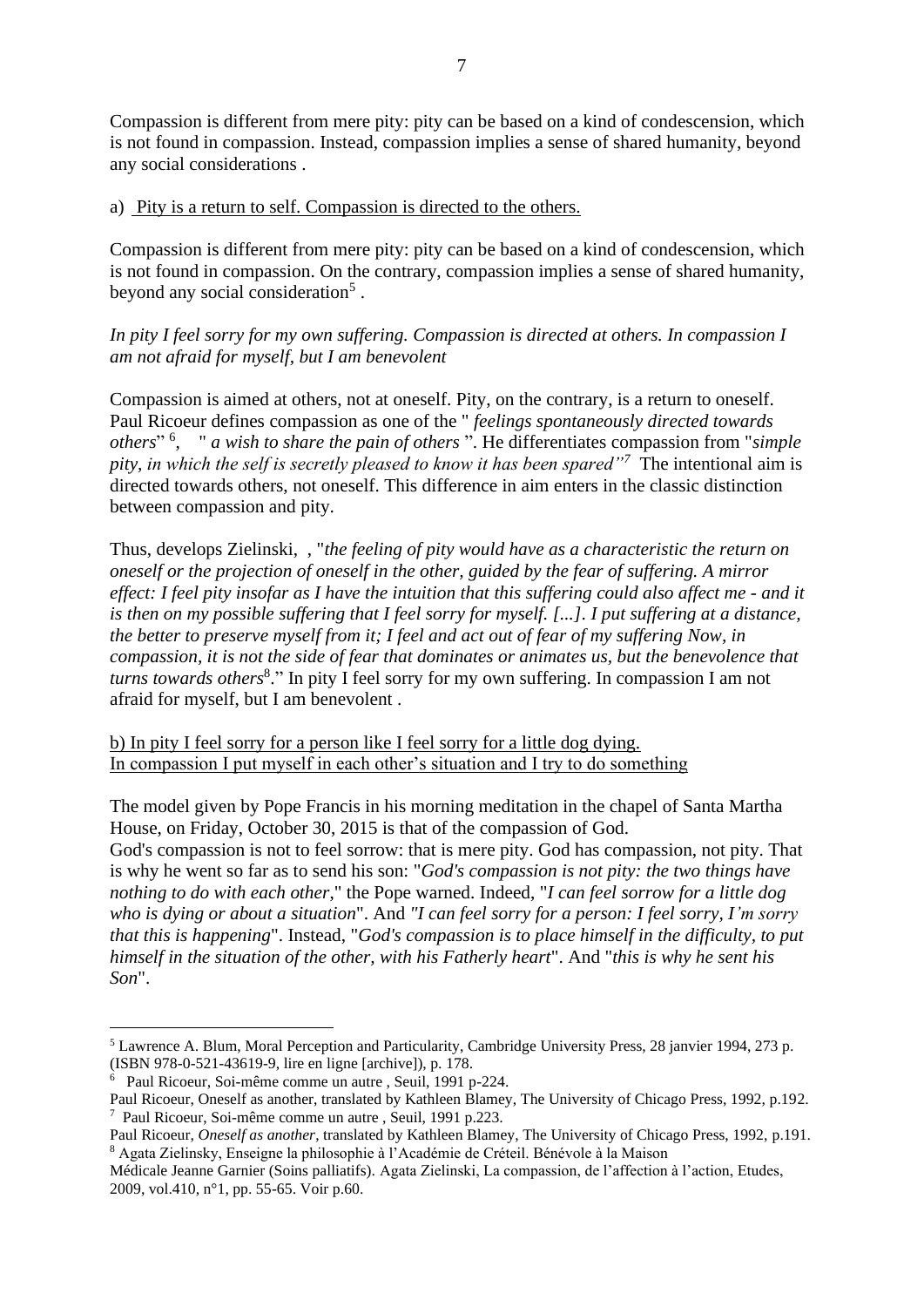Compassion is different from mere pity: pity can be based on a kind of condescension, which is not found in compassion. Instead, compassion implies a sense of shared humanity, beyond any social considerations .

a) Pity is a return to self. Compassion is directed to the others.

Compassion is different from mere pity: pity can be based on a kind of condescension, which is not found in compassion. On the contrary, compassion implies a sense of shared humanity, beyond any social consideration[5] .

*In pity I feel sorry for my own suffering. Compassion is directed at others. In compassion I am not afraid for myself, but I am benevolent*

Compassion is aimed at others, not at oneself. Pity, on the contrary, is a return to oneself. Paul Ricoeur defines compassion as one of the " *feelings spontaneously directed towards others*" [6], " *a wish to share the pain of others* ". He differentiates compassion from "*simple pity, in which the self is secretly pleased to know it has been spared"*[7] The intentional aim is directed towards others, not oneself. This difference in aim enters in the classic distinction between compassion and pity.

Thus, develops Zielinski, , "*the feeling of pity would have as a characteristic the return on oneself or the projection of oneself in the other, guided by the fear of suffering. A mirror effect: I feel pity insofar as I have the intuition that this suffering could also affect me - and it is then on my possible suffering that I feel sorry for myself. [...]. I put suffering at a distance, the better to preserve myself from it; I feel and act out of fear of my suffering Now, in compassion, it is not the side of fear that dominates or animates us, but the benevolence that turns towards others*[8]." In pity I feel sorry for my own suffering. In compassion I am not afraid for myself, but I am benevolent .

b) In pity I feel sorry for a person like I feel sorry for a little dog dying.
In compassion I put myself in each other's situation and I try to do something

The model given by Pope Francis in his morning meditation in the chapel of Santa Martha House, on Friday, October 30, 2015 is that of the compassion of God.
God's compassion is not to feel sorrow: that is mere pity. God has compassion, not pity. That is why he went so far as to send his son: "*God's compassion is not pity: the two things have nothing to do with each other*," the Pope warned. Indeed, "*I can feel sorrow for a little dog who is dying or about a situation*". And *"I can feel sorry for a person: I feel sorry, I'm sorry that this is happening*". Instead, "*God's compassion is to place himself in the difficulty, to put himself in the situation of the other, with his Fatherly heart*". And "*this is why he sent his Son*".

---

[5] Lawrence A. Blum, Moral Perception and Particularity, Cambridge University Press, 28 janvier 1994, 273 p. (ISBN 978-0-521-43619-9, lire en ligne [archive]), p. 178.

[6] Paul Ricoeur, Soi-même comme un autre , Seuil, 1991 p-224.
Paul Ricoeur, Oneself as another, translated by Kathleen Blamey, The University of Chicago Press, 1992, p.192.

[7] Paul Ricoeur, Soi-même comme un autre , Seuil, 1991 p.223.
Paul Ricoeur, *Oneself as another*, translated by Kathleen Blamey, The University of Chicago Press, 1992, p.191.

[8] Agata Zielinsky, Enseigne la philosophie à l'Académie de Créteil. Bénévole à la Maison Médicale Jeanne Garnier (Soins palliatifs). Agata Zielinski, La compassion, de l'affection à l'action, Etudes, 2009, vol.410, n°1, pp. 55-65. Voir p.60.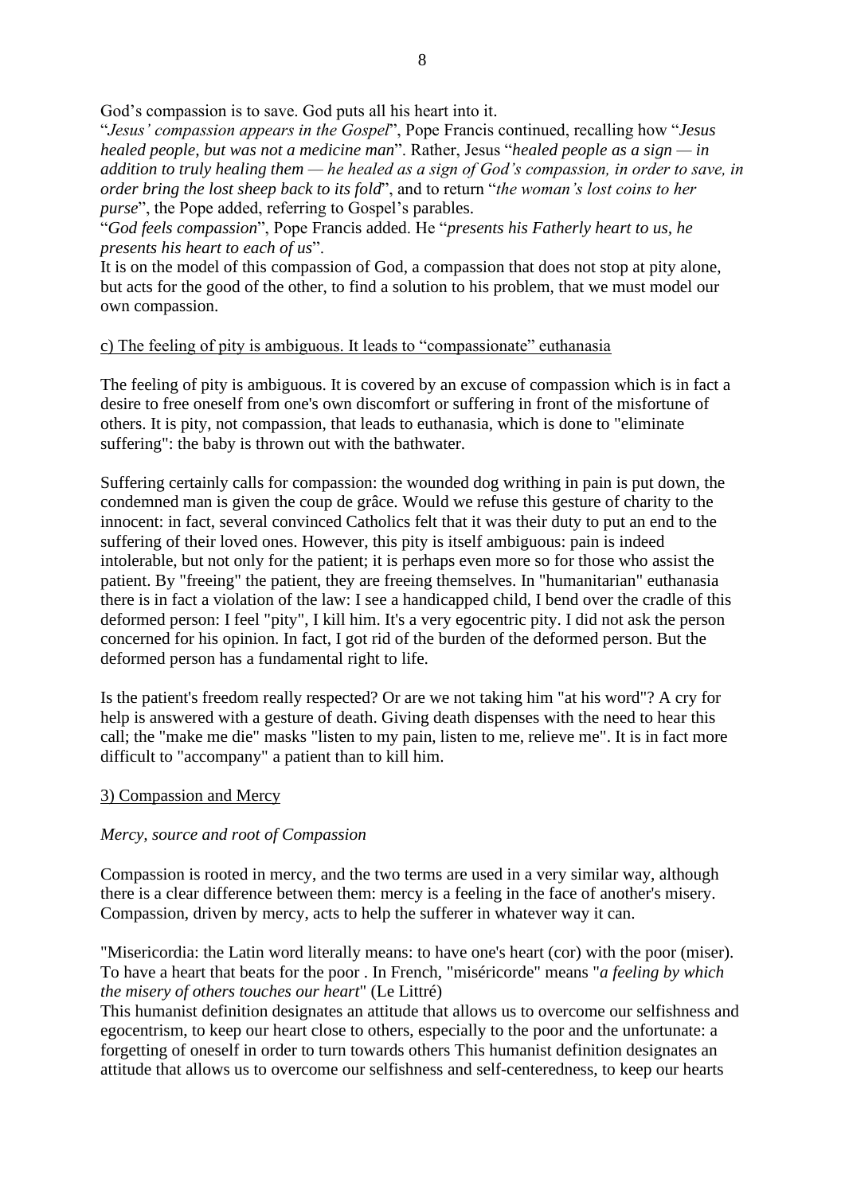God's compassion is to save. God puts all his heart into it.
"*Jesus' compassion appears in the Gospel*", Pope Francis continued, recalling how "*Jesus healed people, but was not a medicine man*". Rather, Jesus "*healed people as a sign — in addition to truly healing them — he healed as a sign of God's compassion, in order to save, in order bring the lost sheep back to its fold*", and to return "*the woman's lost coins to her purse*", the Pope added, referring to Gospel's parables.
"*God feels compassion*", Pope Francis added. He "*presents his Fatherly heart to us, he presents his heart to each of us*".
It is on the model of this compassion of God, a compassion that does not stop at pity alone, but acts for the good of the other, to find a solution to his problem, that we must model our own compassion.

<u>c) The feeling of pity is ambiguous. It leads to "compassionate" euthanasia</u>

The feeling of pity is ambiguous. It is covered by an excuse of compassion which is in fact a desire to free oneself from one's own discomfort or suffering in front of the misfortune of others. It is pity, not compassion, that leads to euthanasia, which is done to "eliminate suffering": the baby is thrown out with the bathwater.

Suffering certainly calls for compassion: the wounded dog writhing in pain is put down, the condemned man is given the coup de grâce. Would we refuse this gesture of charity to the innocent: in fact, several convinced Catholics felt that it was their duty to put an end to the suffering of their loved ones. However, this pity is itself ambiguous: pain is indeed intolerable, but not only for the patient; it is perhaps even more so for those who assist the patient. By "freeing" the patient, they are freeing themselves. In "humanitarian" euthanasia there is in fact a violation of the law: I see a handicapped child, I bend over the cradle of this deformed person: I feel "pity", I kill him. It's a very egocentric pity. I did not ask the person concerned for his opinion. In fact, I got rid of the burden of the deformed person. But the deformed person has a fundamental right to life.

Is the patient's freedom really respected? Or are we not taking him "at his word"? A cry for help is answered with a gesture of death. Giving death dispenses with the need to hear this call; the "make me die" masks "listen to my pain, listen to me, relieve me". It is in fact more difficult to "accompany" a patient than to kill him.

<u>3) Compassion and Mercy</u>

*Mercy, source and root of Compassion*

Compassion is rooted in mercy, and the two terms are used in a very similar way, although there is a clear difference between them: mercy is a feeling in the face of another's misery. Compassion, driven by mercy, acts to help the sufferer in whatever way it can.

"Misericordia: the Latin word literally means: to have one's heart (cor) with the poor (miser). To have a heart that beats for the poor . In French, "miséricorde" means "*a feeling by which the misery of others touches our heart*" (Le Littré)
This humanist definition designates an attitude that allows us to overcome our selfishness and egocentrism, to keep our heart close to others, especially to the poor and the unfortunate: a forgetting of oneself in order to turn towards others This humanist definition designates an attitude that allows us to overcome our selfishness and self-centeredness, to keep our hearts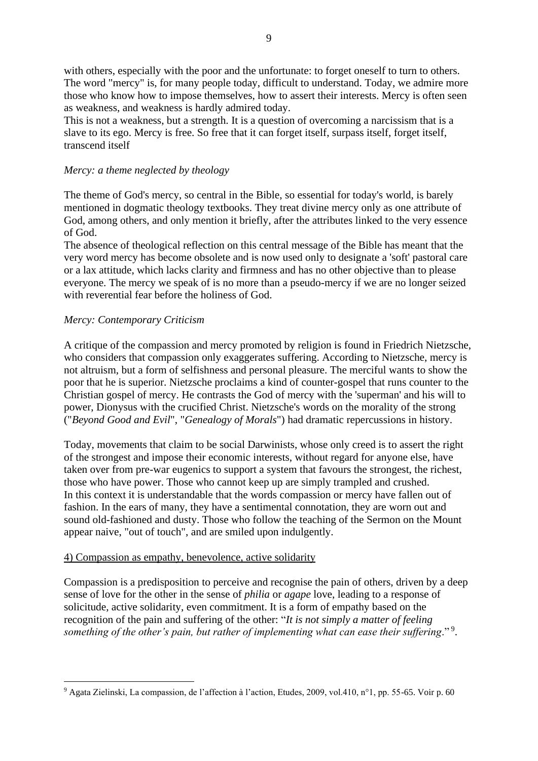with others, especially with the poor and the unfortunate: to forget oneself to turn to others. The word "mercy" is, for many people today, difficult to understand. Today, we admire more those who know how to impose themselves, how to assert their interests. Mercy is often seen as weakness, and weakness is hardly admired today.

This is not a weakness, but a strength. It is a question of overcoming a narcissism that is a slave to its ego. Mercy is free. So free that it can forget itself, surpass itself, forget itself, transcend itself

*Mercy: a theme neglected by theology*

The theme of God's mercy, so central in the Bible, so essential for today's world, is barely mentioned in dogmatic theology textbooks. They treat divine mercy only as one attribute of God, among others, and only mention it briefly, after the attributes linked to the very essence of God.

The absence of theological reflection on this central message of the Bible has meant that the very word mercy has become obsolete and is now used only to designate a 'soft' pastoral care or a lax attitude, which lacks clarity and firmness and has no other objective than to please everyone. The mercy we speak of is no more than a pseudo-mercy if we are no longer seized with reverential fear before the holiness of God.

*Mercy: Contemporary Criticism*

A critique of the compassion and mercy promoted by religion is found in Friedrich Nietzsche, who considers that compassion only exaggerates suffering. According to Nietzsche, mercy is not altruism, but a form of selfishness and personal pleasure. The merciful wants to show the poor that he is superior. Nietzsche proclaims a kind of counter-gospel that runs counter to the Christian gospel of mercy. He contrasts the God of mercy with the 'superman' and his will to power, Dionysus with the crucified Christ. Nietzsche's words on the morality of the strong ("*Beyond Good and Evil*", "*Genealogy of Morals*") had dramatic repercussions in history.

Today, movements that claim to be social Darwinists, whose only creed is to assert the right of the strongest and impose their economic interests, without regard for anyone else, have taken over from pre-war eugenics to support a system that favours the strongest, the richest, those who have power. Those who cannot keep up are simply trampled and crushed.

In this context it is understandable that the words compassion or mercy have fallen out of fashion. In the ears of many, they have a sentimental connotation, they are worn out and sound old-fashioned and dusty. Those who follow the teaching of the Sermon on the Mount appear naive, "out of touch", and are smiled upon indulgently.

4) Compassion as empathy, benevolence, active solidarity

Compassion is a predisposition to perceive and recognise the pain of others, driven by a deep sense of love for the other in the sense of *philia* or *agape* love, leading to a response of solicitude, active solidarity, even commitment. It is a form of empathy based on the recognition of the pain and suffering of the other: "*It is not simply a matter of feeling something of the other's pain, but rather of implementing what can ease their suffering*."[9].

[9] Agata Zielinski, La compassion, de l'affection à l'action, Etudes, 2009, vol.410, n°1, pp. 55-65. Voir p. 60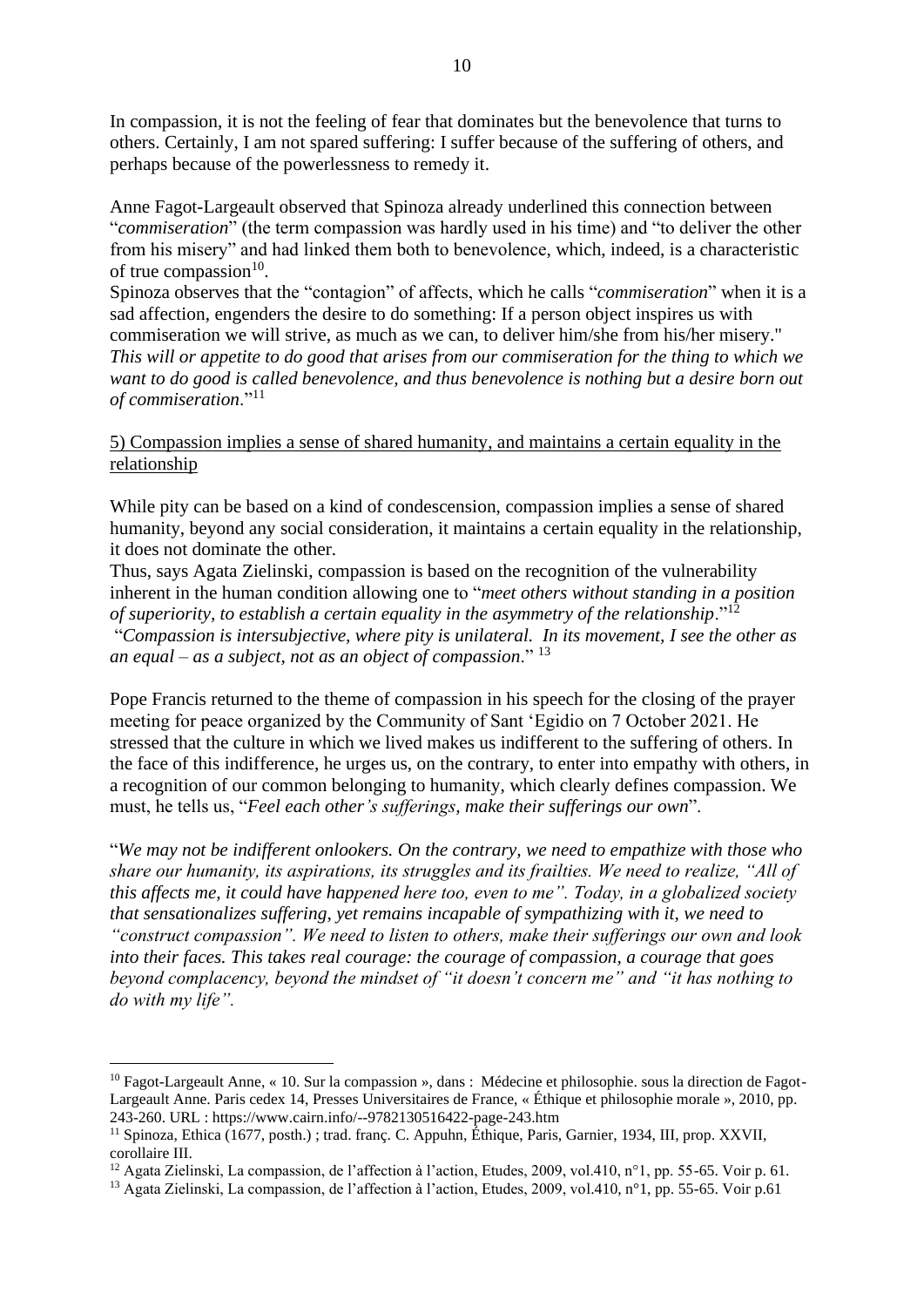In compassion, it is not the feeling of fear that dominates but the benevolence that turns to others. Certainly, I am not spared suffering: I suffer because of the suffering of others, and perhaps because of the powerlessness to remedy it.

Anne Fagot-Largeault observed that Spinoza already underlined this connection between "*commiseration*" (the term compassion was hardly used in his time) and "to deliver the other from his misery" and had linked them both to benevolence, which, indeed, is a characteristic of true compassion[10].

Spinoza observes that the "contagion" of affects, which he calls "*commiseration*" when it is a sad affection, engenders the desire to do something: If a person object inspires us with commiseration we will strive, as much as we can, to deliver him/she from his/her misery." *This will or appetite to do good that arises from our commiseration for the thing to which we want to do good is called benevolence, and thus benevolence is nothing but a desire born out of commiseration*."[11]

<u>5) Compassion implies a sense of shared humanity, and maintains a certain equality in the relationship</u>

While pity can be based on a kind of condescension, compassion implies a sense of shared humanity, beyond any social consideration, it maintains a certain equality in the relationship, it does not dominate the other.

Thus, says Agata Zielinski, compassion is based on the recognition of the vulnerability inherent in the human condition allowing one to "*meet others without standing in a position of superiority, to establish a certain equality in the asymmetry of the relationship*."[12]

"*Compassion is intersubjective, where pity is unilateral. In its movement, I see the other as an equal – as a subject, not as an object of compassion*." [13]

Pope Francis returned to the theme of compassion in his speech for the closing of the prayer meeting for peace organized by the Community of Sant 'Egidio on 7 October 2021. He stressed that the culture in which we lived makes us indifferent to the suffering of others. In the face of this indifference, he urges us, on the contrary, to enter into empathy with others, in a recognition of our common belonging to humanity, which clearly defines compassion. We must, he tells us, "*Feel each other's sufferings, make their sufferings our own*".

"*We may not be indifferent onlookers. On the contrary, we need to empathize with those who share our humanity, its aspirations, its struggles and its frailties. We need to realize, "All of this affects me, it could have happened here too, even to me". Today, in a globalized society that sensationalizes suffering, yet remains incapable of sympathizing with it, we need to "construct compassion". We need to listen to others, make their sufferings our own and look into their faces. This takes real courage: the courage of compassion, a courage that goes beyond complacency, beyond the mindset of "it doesn't concern me" and "it has nothing to do with my life".*

---

[10] Fagot-Largeault Anne, « 10. Sur la compassion », dans : Médecine et philosophie. sous la direction de Fagot-Largeault Anne. Paris cedex 14, Presses Universitaires de France, « Éthique et philosophie morale », 2010, pp. 243-260. URL : https://www.cairn.info/--9782130516422-page-243.htm

[11] Spinoza, Ethica (1677, posth.) ; trad. franç. C. Appuhn, Éthique, Paris, Garnier, 1934, III, prop. XXVII, corollaire III.

[12] Agata Zielinski, La compassion, de l'affection à l'action, Etudes, 2009, vol.410, n°1, pp. 55-65. Voir p. 61.

[13] Agata Zielinski, La compassion, de l'affection à l'action, Etudes, 2009, vol.410, n°1, pp. 55-65. Voir p.61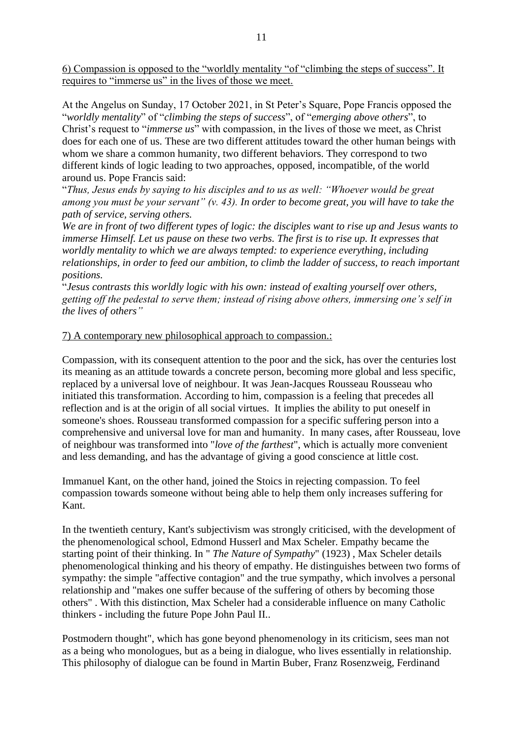<u>6) Compassion is opposed to the "worldly mentality "of "climbing the steps of success". It requires to "immerse us" in the lives of those we meet.</u>

At the Angelus on Sunday, 17 October 2021, in St Peter's Square, Pope Francis opposed the "*worldly mentality*" of "*climbing the steps of success*", of "*emerging above others*", to Christ's request to "*immerse us*" with compassion, in the lives of those we meet, as Christ does for each one of us. These are two different attitudes toward the other human beings with whom we share a common humanity, two different behaviors. They correspond to two different kinds of logic leading to two approaches, opposed, incompatible, of the world around us. Pope Francis said:

"*Thus, Jesus ends by saying to his disciples and to us as well: "Whoever would be great among you must be your servant" (v. 43). In order to become great, you will have to take the path of service, serving others.*

*We are in front of two different types of logic: the disciples want to rise up and Jesus wants to immerse Himself. Let us pause on these two verbs. The first is to rise up. It expresses that worldly mentality to which we are always tempted: to experience everything, including relationships, in order to feed our ambition, to climb the ladder of success, to reach important positions.*

"*Jesus contrasts this worldly logic with his own: instead of exalting yourself over others, getting off the pedestal to serve them; instead of rising above others, immersing one's self in the lives of others"*

<u>7) A contemporary new philosophical approach to compassion.:</u>

Compassion, with its consequent attention to the poor and the sick, has over the centuries lost its meaning as an attitude towards a concrete person, becoming more global and less specific, replaced by a universal love of neighbour. It was Jean-Jacques Rousseau Rousseau who initiated this transformation. According to him, compassion is a feeling that precedes all reflection and is at the origin of all social virtues. It implies the ability to put oneself in someone's shoes. Rousseau transformed compassion for a specific suffering person into a comprehensive and universal love for man and humanity. In many cases, after Rousseau, love of neighbour was transformed into "*love of the farthest*", which is actually more convenient and less demanding, and has the advantage of giving a good conscience at little cost.

Immanuel Kant, on the other hand, joined the Stoics in rejecting compassion. To feel compassion towards someone without being able to help them only increases suffering for Kant.

In the twentieth century, Kant's subjectivism was strongly criticised, with the development of the phenomenological school, Edmond Husserl and Max Scheler. Empathy became the starting point of their thinking. In " *The Nature of Sympathy*" (1923) , Max Scheler details phenomenological thinking and his theory of empathy. He distinguishes between two forms of sympathy: the simple "affective contagion" and the true sympathy, which involves a personal relationship and "makes one suffer because of the suffering of others by becoming those others" . With this distinction, Max Scheler had a considerable influence on many Catholic thinkers - including the future Pope John Paul II..

Postmodern thought", which has gone beyond phenomenology in its criticism, sees man not as a being who monologues, but as a being in dialogue, who lives essentially in relationship. This philosophy of dialogue can be found in Martin Buber, Franz Rosenzweig, Ferdinand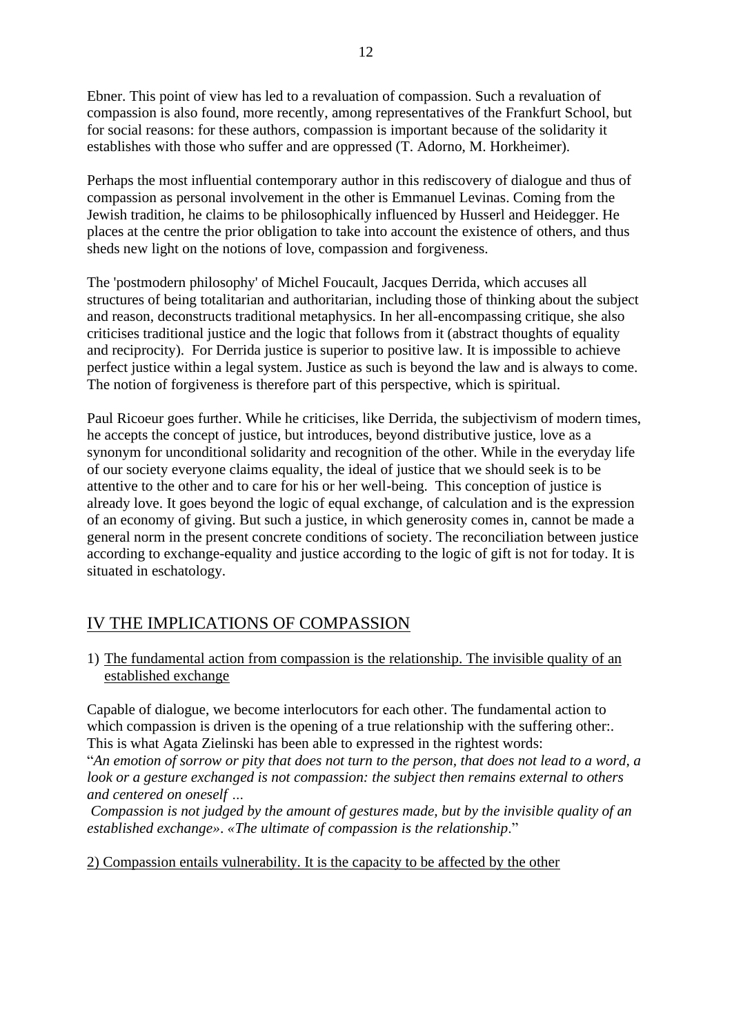Ebner. This point of view has led to a revaluation of compassion. Such a revaluation of compassion is also found, more recently, among representatives of the Frankfurt School, but for social reasons: for these authors, compassion is important because of the solidarity it establishes with those who suffer and are oppressed (T. Adorno, M. Horkheimer).

Perhaps the most influential contemporary author in this rediscovery of dialogue and thus of compassion as personal involvement in the other is Emmanuel Levinas. Coming from the Jewish tradition, he claims to be philosophically influenced by Husserl and Heidegger. He places at the centre the prior obligation to take into account the existence of others, and thus sheds new light on the notions of love, compassion and forgiveness.

The 'postmodern philosophy' of Michel Foucault, Jacques Derrida, which accuses all structures of being totalitarian and authoritarian, including those of thinking about the subject and reason, deconstructs traditional metaphysics. In her all-encompassing critique, she also criticises traditional justice and the logic that follows from it (abstract thoughts of equality and reciprocity). For Derrida justice is superior to positive law. It is impossible to achieve perfect justice within a legal system. Justice as such is beyond the law and is always to come. The notion of forgiveness is therefore part of this perspective, which is spiritual.

Paul Ricoeur goes further. While he criticises, like Derrida, the subjectivism of modern times, he accepts the concept of justice, but introduces, beyond distributive justice, love as a synonym for unconditional solidarity and recognition of the other. While in the everyday life of our society everyone claims equality, the ideal of justice that we should seek is to be attentive to the other and to care for his or her well-being. This conception of justice is already love. It goes beyond the logic of equal exchange, of calculation and is the expression of an economy of giving. But such a justice, in which generosity comes in, cannot be made a general norm in the present concrete conditions of society. The reconciliation between justice according to exchange-equality and justice according to the logic of gift is not for today. It is situated in eschatology.

## IV THE IMPLICATIONS OF COMPASSION

1) The fundamental action from compassion is the relationship. The invisible quality of an established exchange

Capable of dialogue, we become interlocutors for each other. The fundamental action to which compassion is driven is the opening of a true relationship with the suffering other:. This is what Agata Zielinski has been able to expressed in the rightest words:
"*An emotion of sorrow or pity that does not turn to the person, that does not lead to a word, a look or a gesture exchanged is not compassion: the subject then remains external to others and centered on oneself …*
*Compassion is not judged by the amount of gestures made, but by the invisible quality of an established exchange». «The ultimate of compassion is the relationship*."

2) Compassion entails vulnerability. It is the capacity to be affected by the other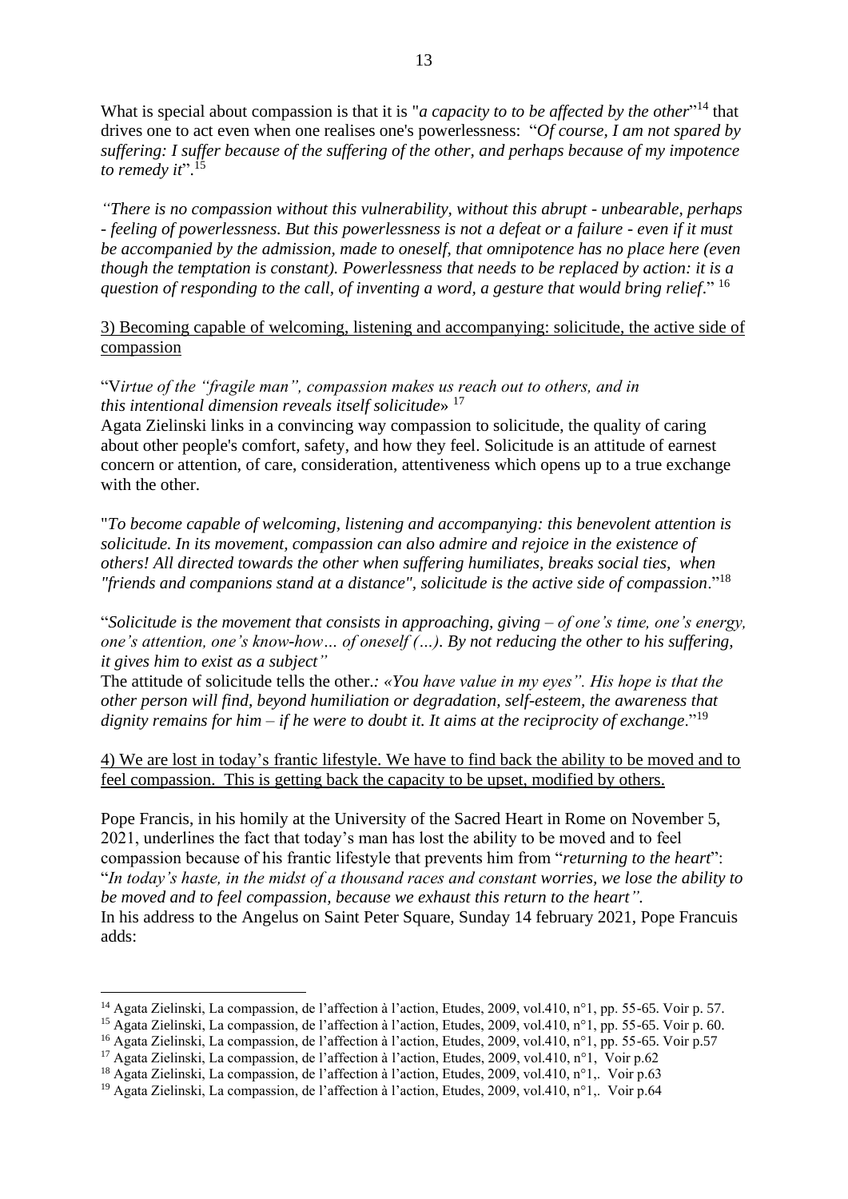What is special about compassion is that it is "*a capacity to to be affected by the other*"[14] that drives one to act even when one realises one's powerlessness: "*Of course, I am not spared by suffering: I suffer because of the suffering of the other, and perhaps because of my impotence to remedy it*".[15]

*"There is no compassion without this vulnerability, without this abrupt - unbearable, perhaps - feeling of powerlessness. But this powerlessness is not a defeat or a failure - even if it must be accompanied by the admission, made to oneself, that omnipotence has no place here (even though the temptation is constant). Powerlessness that needs to be replaced by action: it is a question of responding to the call, of inventing a word, a gesture that would bring relief*." [16]

<u>3) Becoming capable of welcoming, listening and accompanying: solicitude, the active side of compassion</u>

"V*irtue of the "fragile man", compassion makes us reach out to others, and in this intentional dimension reveals itself solicitude*» [17]

Agata Zielinski links in a convincing way compassion to solicitude, the quality of caring about other people's comfort, safety, and how they feel. Solicitude is an attitude of earnest concern or attention, of care, consideration, attentiveness which opens up to a true exchange with the other.

"*To become capable of welcoming, listening and accompanying: this benevolent attention is solicitude. In its movement, compassion can also admire and rejoice in the existence of others! All directed towards the other when suffering humiliates, breaks social ties, when "friends and companions stand at a distance", solicitude is the active side of compassion*."[18]

"*Solicitude is the movement that consists in approaching, giving – of one's time, one's energy, one's attention, one's know-how… of oneself (…). By not reducing the other to his suffering, it gives him to exist as a subject"*

The attitude of solicitude tells the other.*: «You have value in my eyes". His hope is that the other person will find, beyond humiliation or degradation, self-esteem, the awareness that dignity remains for him – if he were to doubt it. It aims at the reciprocity of exchange*."[19]

<u>4) We are lost in today's frantic lifestyle. We have to find back the ability to be moved and to feel compassion. This is getting back the capacity to be upset, modified by others.</u>

Pope Francis, in his homily at the University of the Sacred Heart in Rome on November 5, 2021, underlines the fact that today's man has lost the ability to be moved and to feel compassion because of his frantic lifestyle that prevents him from "*returning to the heart*": "*In today's haste, in the midst of a thousand races and constant worries, we lose the ability to be moved and to feel compassion, because we exhaust this return to the heart".*

In his address to the Angelus on Saint Peter Square, Sunday 14 february 2021, Pope Francuis adds:

---

[14] Agata Zielinski, La compassion, de l'affection à l'action, Etudes, 2009, vol.410, n°1, pp. 55-65. Voir p. 57.

[15] Agata Zielinski, La compassion, de l'affection à l'action, Etudes, 2009, vol.410, n°1, pp. 55-65. Voir p. 60.

[16] Agata Zielinski, La compassion, de l'affection à l'action, Etudes, 2009, vol.410, n°1, pp. 55-65. Voir p.57

[17] Agata Zielinski, La compassion, de l'affection à l'action, Etudes, 2009, vol.410, n°1, Voir p.62

[18] Agata Zielinski, La compassion, de l'affection à l'action, Etudes, 2009, vol.410, n°1,. Voir p.63

[19] Agata Zielinski, La compassion, de l'affection à l'action, Etudes, 2009, vol.410, n°1,. Voir p.64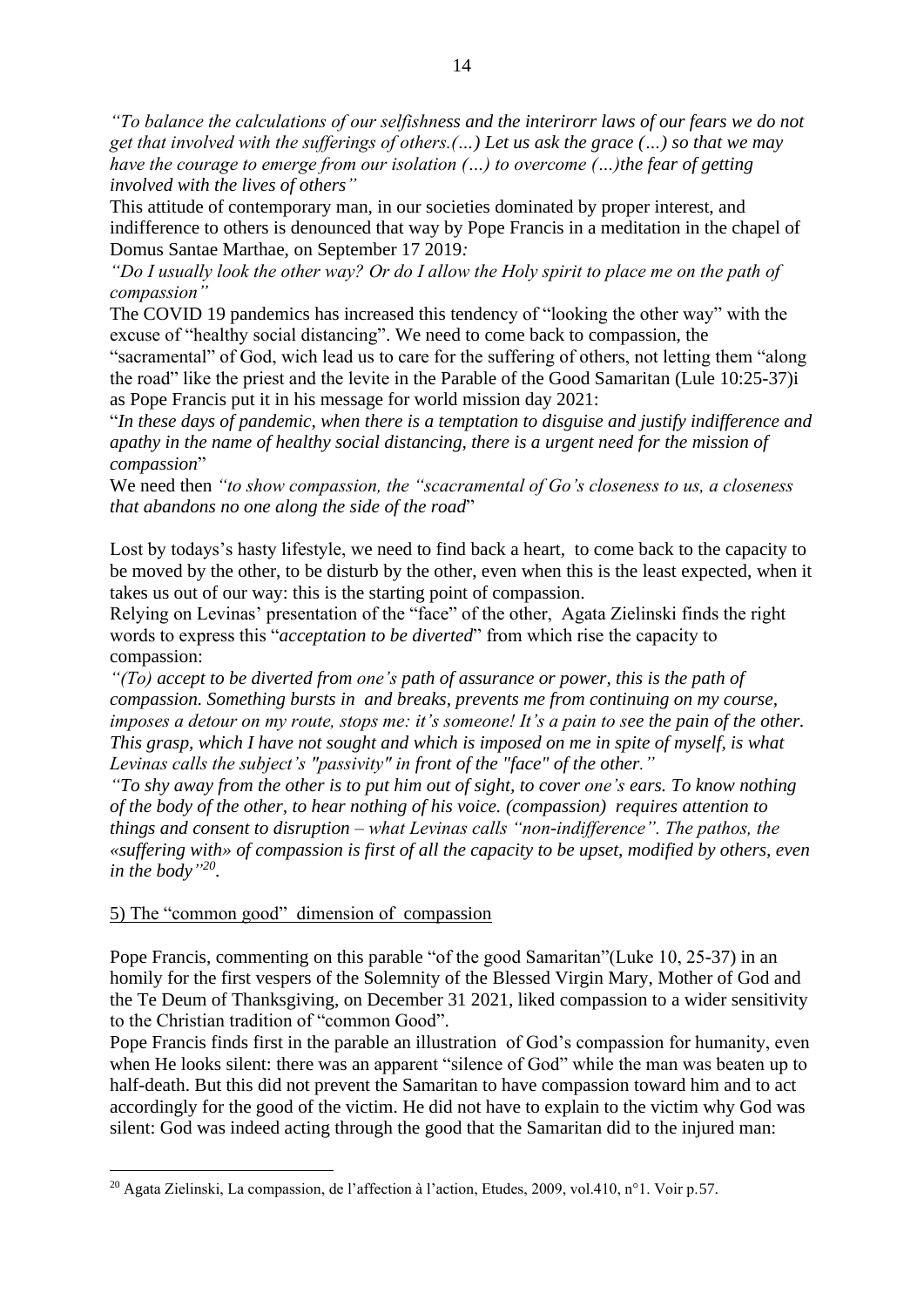*"To balance the calculations of our selfishness and the interirorr laws of our fears we do not get that involved with the sufferings of others.(…) Let us ask the grace (…) so that we may have the courage to emerge from our isolation (…) to overcome (…)the fear of getting involved with the lives of others"*

This attitude of contemporary man, in our societies dominated by proper interest, and indifference to others is denounced that way by Pope Francis in a meditation in the chapel of Domus Santae Marthae, on September 17 2019*:*

*"Do I usually look the other way? Or do I allow the Holy spirit to place me on the path of compassion"*

The COVID 19 pandemics has increased this tendency of "looking the other way" with the excuse of "healthy social distancing". We need to come back to compassion, the "sacramental" of God, wich lead us to care for the suffering of others, not letting them "along the road" like the priest and the levite in the Parable of the Good Samaritan (Lule 10:25-37)i as Pope Francis put it in his message for world mission day 2021:

"*In these days of pandemic, when there is a temptation to disguise and justify indifference and apathy in the name of healthy social distancing, there is a urgent need for the mission of compassion*"

We need then *"to show compassion, the "scacramental of Go's closeness to us, a closeness that abandons no one along the side of the road*"

Lost by todays's hasty lifestyle, we need to find back a heart, to come back to the capacity to be moved by the other, to be disturb by the other, even when this is the least expected, when it takes us out of our way: this is the starting point of compassion.

Relying on Levinas' presentation of the "face" of the other, Agata Zielinski finds the right words to express this "*acceptation to be diverted*" from which rise the capacity to compassion:

*"(To) accept to be diverted from one's path of assurance or power, this is the path of compassion. Something bursts in and breaks, prevents me from continuing on my course, imposes a detour on my route, stops me: it's someone! It's a pain to see the pain of the other. This grasp, which I have not sought and which is imposed on me in spite of myself, is what Levinas calls the subject's "passivity" in front of the "face" of the other."*

*"To shy away from the other is to put him out of sight, to cover one's ears. To know nothing of the body of the other, to hear nothing of his voice. (compassion) requires attention to things and consent to disruption – what Levinas calls "non-indifference". The pathos, the «suffering with» of compassion is first of all the capacity to be upset, modified by others, even in the body"*[20].

## 5) The "common good" dimension of compassion

Pope Francis, commenting on this parable "of the good Samaritan"(Luke 10, 25-37) in an homily for the first vespers of the Solemnity of the Blessed Virgin Mary, Mother of God and the Te Deum of Thanksgiving, on December 31 2021, liked compassion to a wider sensitivity to the Christian tradition of "common Good".

Pope Francis finds first in the parable an illustration of God's compassion for humanity, even when He looks silent: there was an apparent "silence of God" while the man was beaten up to half-death. But this did not prevent the Samaritan to have compassion toward him and to act accordingly for the good of the victim. He did not have to explain to the victim why God was silent: God was indeed acting through the good that the Samaritan did to the injured man:

---

[20] Agata Zielinski, La compassion, de l'affection à l'action, Etudes, 2009, vol.410, n°1. Voir p.57.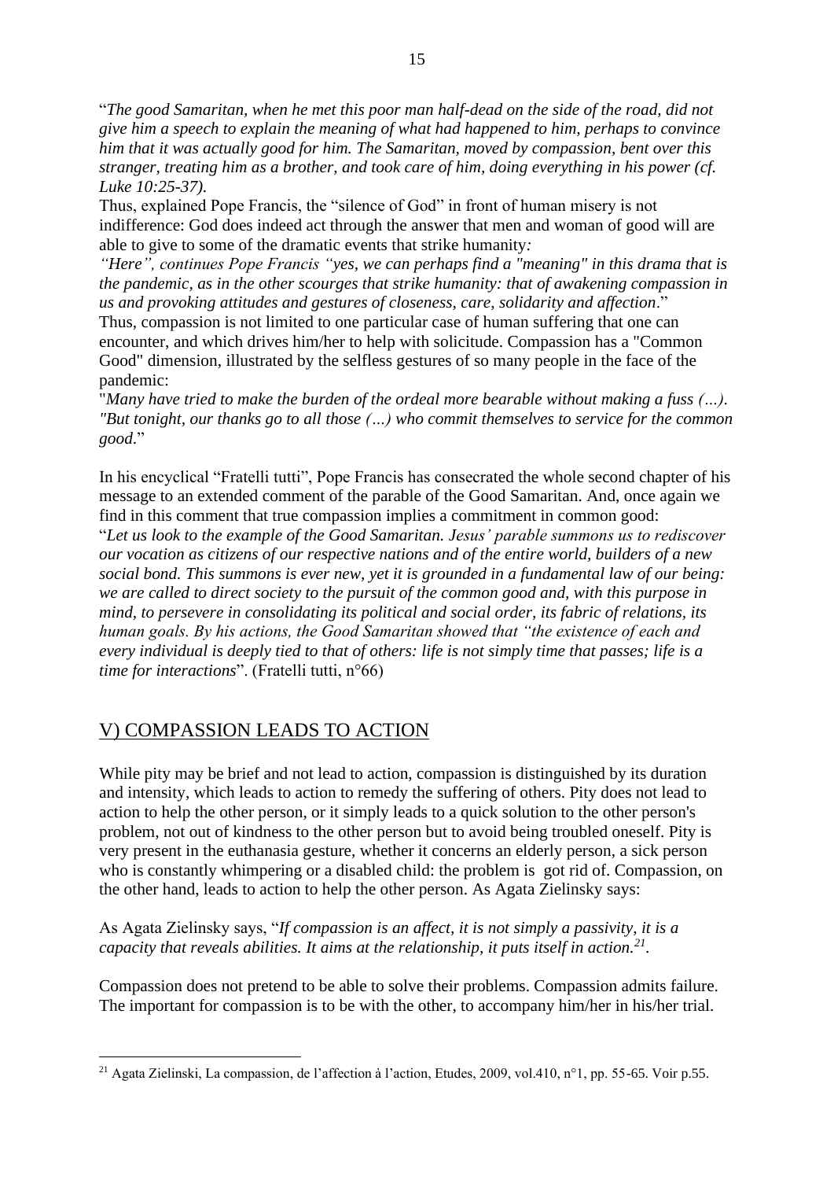"*The good Samaritan, when he met this poor man half-dead on the side of the road, did not give him a speech to explain the meaning of what had happened to him, perhaps to convince him that it was actually good for him. The Samaritan, moved by compassion, bent over this stranger, treating him as a brother, and took care of him, doing everything in his power (cf. Luke 10:25-37).*

Thus, explained Pope Francis, the "silence of God" in front of human misery is not indifference: God does indeed act through the answer that men and woman of good will are able to give to some of the dramatic events that strike humanity*:*

*"Here", continues Pope Francis "yes, we can perhaps find a "meaning" in this drama that is the pandemic, as in the other scourges that strike humanity: that of awakening compassion in us and provoking attitudes and gestures of closeness, care, solidarity and affection*."

Thus, compassion is not limited to one particular case of human suffering that one can encounter, and which drives him/her to help with solicitude. Compassion has a "Common Good" dimension, illustrated by the selfless gestures of so many people in the face of the pandemic:

"*Many have tried to make the burden of the ordeal more bearable without making a fuss (…). "But tonight, our thanks go to all those (…) who commit themselves to service for the common good*."

In his encyclical "Fratelli tutti", Pope Francis has consecrated the whole second chapter of his message to an extended comment of the parable of the Good Samaritan. And, once again we find in this comment that true compassion implies a commitment in common good:

"*Let us look to the example of the Good Samaritan. Jesus' parable summons us to rediscover our vocation as citizens of our respective nations and of the entire world, builders of a new social bond. This summons is ever new, yet it is grounded in a fundamental law of our being: we are called to direct society to the pursuit of the common good and, with this purpose in mind, to persevere in consolidating its political and social order, its fabric of relations, its human goals. By his actions, the Good Samaritan showed that "the existence of each and every individual is deeply tied to that of others: life is not simply time that passes; life is a time for interactions*". (Fratelli tutti, n°66)

## V) COMPASSION LEADS TO ACTION

While pity may be brief and not lead to action, compassion is distinguished by its duration and intensity, which leads to action to remedy the suffering of others. Pity does not lead to action to help the other person, or it simply leads to a quick solution to the other person's problem, not out of kindness to the other person but to avoid being troubled oneself. Pity is very present in the euthanasia gesture, whether it concerns an elderly person, a sick person who is constantly whimpering or a disabled child: the problem is got rid of. Compassion, on the other hand, leads to action to help the other person. As Agata Zielinsky says:

As Agata Zielinsky says, "*If compassion is an affect, it is not simply a passivity, it is a capacity that reveals abilities. It aims at the relationship, it puts itself in action.*[21].

Compassion does not pretend to be able to solve their problems. Compassion admits failure. The important for compassion is to be with the other, to accompany him/her in his/her trial.

---

[21] Agata Zielinski, La compassion, de l'affection à l'action, Etudes, 2009, vol.410, n°1, pp. 55-65. Voir p.55.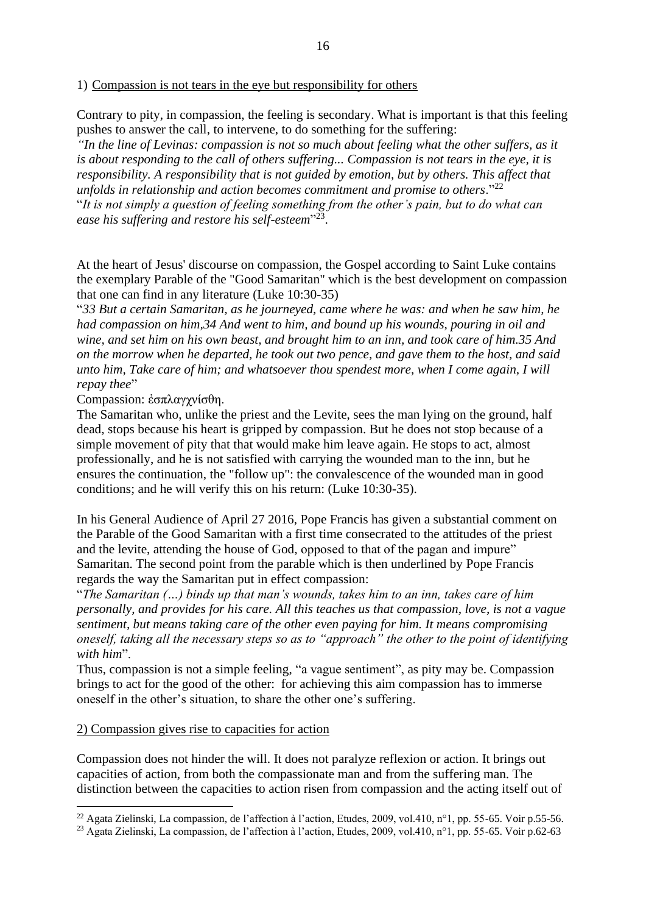1) <u>Compassion is not tears in the eye but responsibility for others</u>

Contrary to pity, in compassion, the feeling is secondary. What is important is that this feeling pushes to answer the call, to intervene, to do something for the suffering:
*"In the line of Levinas: compassion is not so much about feeling what the other suffers, as it is about responding to the call of others suffering... Compassion is not tears in the eye, it is responsibility. A responsibility that is not guided by emotion, but by others. This affect that unfolds in relationship and action becomes commitment and promise to others*."[22]
"*It is not simply a question of feeling something from the other's pain, but to do what can ease his suffering and restore his self-esteem*"[23].

At the heart of Jesus' discourse on compassion, the Gospel according to Saint Luke contains the exemplary Parable of the "Good Samaritan" which is the best development on compassion that one can find in any literature (Luke 10:30-35)
"*33 But a certain Samaritan, as he journeyed, came where he was: and when he saw him, he had compassion on him,34 And went to him, and bound up his wounds, pouring in oil and wine, and set him on his own beast, and brought him to an inn, and took care of him.35 And on the morrow when he departed, he took out two pence, and gave them to the host, and said unto him, Take care of him; and whatsoever thou spendest more, when I come again, I will repay thee*"
Compassion: ἐσπλαγχνίσθη.
The Samaritan who, unlike the priest and the Levite, sees the man lying on the ground, half dead, stops because his heart is gripped by compassion. But he does not stop because of a simple movement of pity that that would make him leave again. He stops to act, almost professionally, and he is not satisfied with carrying the wounded man to the inn, but he ensures the continuation, the "follow up": the convalescence of the wounded man in good conditions; and he will verify this on his return: (Luke 10:30-35).

In his General Audience of April 27 2016, Pope Francis has given a substantial comment on the Parable of the Good Samaritan with a first time consecrated to the attitudes of the priest and the levite, attending the house of God, opposed to that of the pagan and impure" Samaritan. The second point from the parable which is then underlined by Pope Francis regards the way the Samaritan put in effect compassion:
"*The Samaritan (…) binds up that man's wounds, takes him to an inn, takes care of him personally, and provides for his care. All this teaches us that compassion, love, is not a vague sentiment, but means taking care of the other even paying for him. It means compromising oneself, taking all the necessary steps so as to "approach" the other to the point of identifying with him*".
Thus, compassion is not a simple feeling, "a vague sentiment", as pity may be. Compassion brings to act for the good of the other: for achieving this aim compassion has to immerse oneself in the other's situation, to share the other one's suffering.

2) <u>Compassion gives rise to capacities for action</u>

Compassion does not hinder the will. It does not paralyze reflexion or action. It brings out capacities of action, from both the compassionate man and from the suffering man. The distinction between the capacities to action risen from compassion and the acting itself out of

[22] Agata Zielinski, La compassion, de l'affection à l'action, Etudes, 2009, vol.410, n°1, pp. 55-65. Voir p.55-56.

[23] Agata Zielinski, La compassion, de l'affection à l'action, Etudes, 2009, vol.410, n°1, pp. 55-65. Voir p.62-63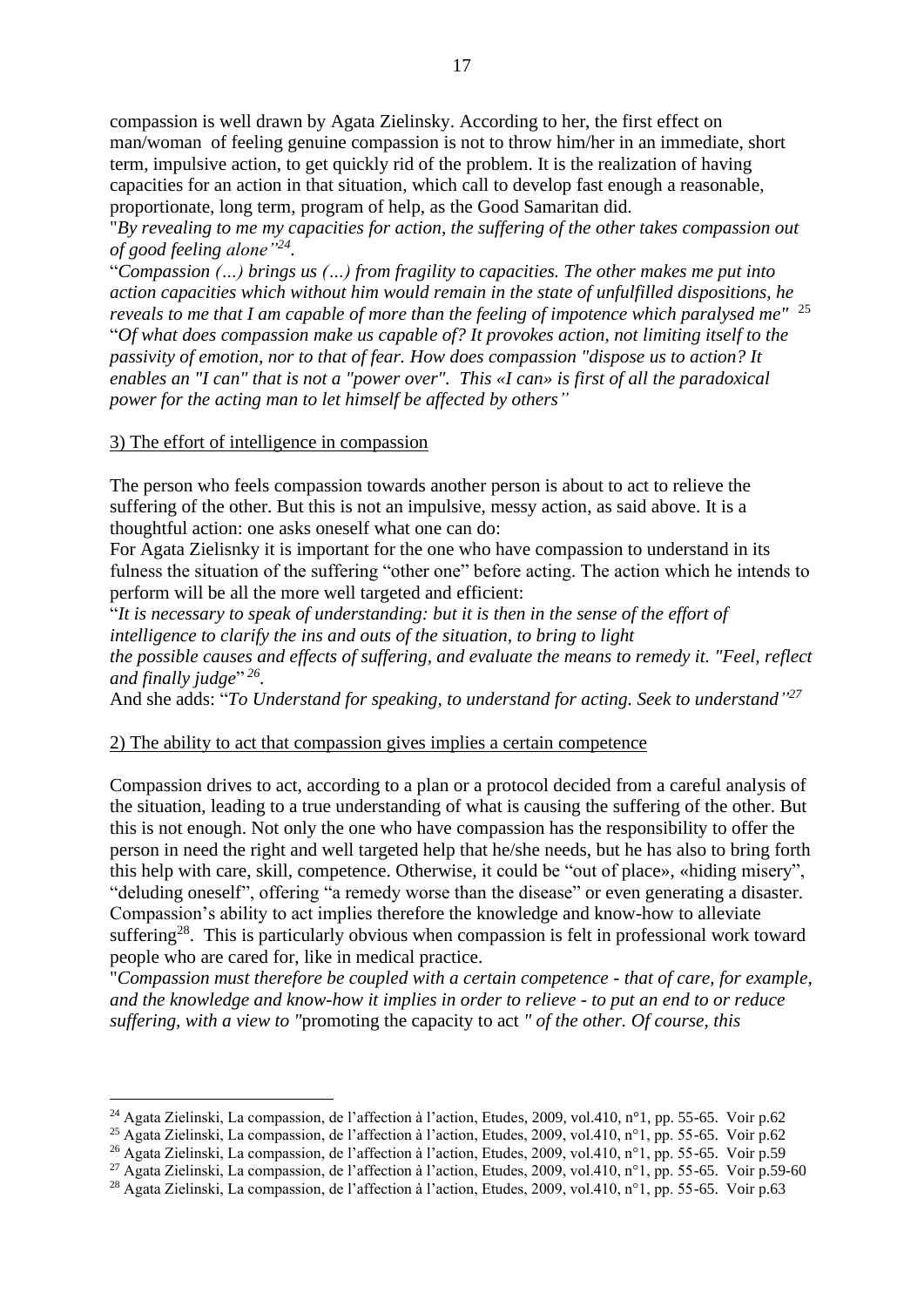compassion is well drawn by Agata Zielinsky. According to her, the first effect on man/woman of feeling genuine compassion is not to throw him/her in an immediate, short term, impulsive action, to get quickly rid of the problem. It is the realization of having capacities for an action in that situation, which call to develop fast enough a reasonable, proportionate, long term, program of help, as the Good Samaritan did.

"*By revealing to me my capacities for action, the suffering of the other takes compassion out of good feeling alone"*[24].

"*Compassion (…) brings us (…) from fragility to capacities. The other makes me put into action capacities which without him would remain in the state of unfulfilled dispositions, he reveals to me that I am capable of more than the feeling of impotence which paralysed me"* [25]

"*Of what does compassion make us capable of? It provokes action, not limiting itself to the passivity of emotion, nor to that of fear. How does compassion "dispose us to action? It enables an "I can" that is not a "power over". This «I can» is first of all the paradoxical power for the acting man to let himself be affected by others"*

## 3) The effort of intelligence in compassion

The person who feels compassion towards another person is about to act to relieve the suffering of the other. But this is not an impulsive, messy action, as said above. It is a thoughtful action: one asks oneself what one can do:

For Agata Zielisnky it is important for the one who have compassion to understand in its fulness the situation of the suffering "other one" before acting. The action which he intends to perform will be all the more well targeted and efficient:

"*It is necessary to speak of understanding: but it is then in the sense of the effort of intelligence to clarify the ins and outs of the situation, to bring to light the possible causes and effects of suffering, and evaluate the means to remedy it. "Feel, reflect and finally judge*" [26].

And she adds: "*To Understand for speaking, to understand for acting. Seek to understand"*[27]

## 2) The ability to act that compassion gives implies a certain competence

Compassion drives to act, according to a plan or a protocol decided from a careful analysis of the situation, leading to a true understanding of what is causing the suffering of the other. But this is not enough. Not only the one who have compassion has the responsibility to offer the person in need the right and well targeted help that he/she needs, but he has also to bring forth this help with care, skill, competence. Otherwise, it could be "out of place», «hiding misery", "deluding oneself", offering "a remedy worse than the disease" or even generating a disaster. Compassion's ability to act implies therefore the knowledge and know-how to alleviate suffering[28]. This is particularly obvious when compassion is felt in professional work toward people who are cared for, like in medical practice.

"*Compassion must therefore be coupled with a certain competence - that of care, for example, and the knowledge and know-how it implies in order to relieve - to put an end to or reduce suffering, with a view to "*promoting the capacity to act *" of the other. Of course, this*

---

[24] Agata Zielinski, La compassion, de l'affection à l'action, Etudes, 2009, vol.410, n°1, pp. 55-65. Voir p.62

[25] Agata Zielinski, La compassion, de l'affection à l'action, Etudes, 2009, vol.410, n°1, pp. 55-65. Voir p.62

[26] Agata Zielinski, La compassion, de l'affection à l'action, Etudes, 2009, vol.410, n°1, pp. 55-65. Voir p.59

[27] Agata Zielinski, La compassion, de l'affection à l'action, Etudes, 2009, vol.410, n°1, pp. 55-65. Voir p.59-60

[28] Agata Zielinski, La compassion, de l'affection à l'action, Etudes, 2009, vol.410, n°1, pp. 55-65. Voir p.63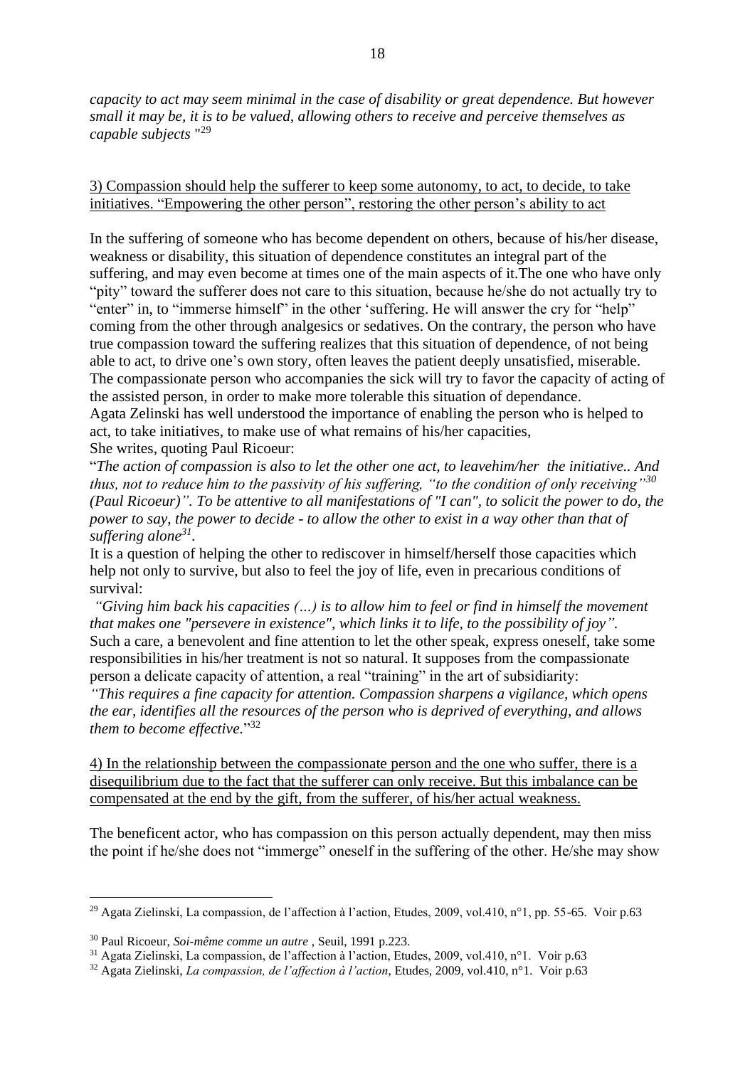*capacity to act may seem minimal in the case of disability or great dependence. But however small it may be, it is to be valued, allowing others to receive and perceive themselves as capable subjects* "[29]

<u>3) Compassion should help the sufferer to keep some autonomy, to act, to decide, to take initiatives. "Empowering the other person", restoring the other person's ability to act</u>

In the suffering of someone who has become dependent on others, because of his/her disease, weakness or disability, this situation of dependence constitutes an integral part of the suffering, and may even become at times one of the main aspects of it.The one who have only "pity" toward the sufferer does not care to this situation, because he/she do not actually try to "enter" in, to "immerse himself" in the other 'suffering. He will answer the cry for "help" coming from the other through analgesics or sedatives. On the contrary, the person who have true compassion toward the suffering realizes that this situation of dependence, of not being able to act, to drive one's own story, often leaves the patient deeply unsatisfied, miserable. The compassionate person who accompanies the sick will try to favor the capacity of acting of the assisted person, in order to make more tolerable this situation of dependance.
Agata Zelinski has well understood the importance of enabling the person who is helped to act, to take initiatives, to make use of what remains of his/her capacities,
She writes, quoting Paul Ricoeur:
"*The action of compassion is also to let the other one act, to leavehim/her the initiative.. And thus, not to reduce him to the passivity of his suffering, "to the condition of only receiving"[30] (Paul Ricoeur)". To be attentive to all manifestations of "I can", to solicit the power to do, the power to say, the power to decide - to allow the other to exist in a way other than that of suffering alone[31].*
It is a question of helping the other to rediscover in himself/herself those capacities which help not only to survive, but also to feel the joy of life, even in precarious conditions of survival:
*"Giving him back his capacities (…) is to allow him to feel or find in himself the movement that makes one "persevere in existence", which links it to life, to the possibility of joy".*
Such a care, a benevolent and fine attention to let the other speak, express oneself, take some responsibilities in his/her treatment is not so natural. It supposes from the compassionate person a delicate capacity of attention, a real "training" in the art of subsidiarity:
*"This requires a fine capacity for attention. Compassion sharpens a vigilance, which opens the ear, identifies all the resources of the person who is deprived of everything, and allows them to become effective.*"[32]

<u>4) In the relationship between the compassionate person and the one who suffer, there is a disequilibrium due to the fact that the sufferer can only receive. But this imbalance can be compensated at the end by the gift, from the sufferer, of his/her actual weakness.</u>

The beneficent actor, who has compassion on this person actually dependent, may then miss the point if he/she does not "immerge" oneself in the suffering of the other. He/she may show

---

[29] Agata Zielinski, La compassion, de l'affection à l'action, Etudes, 2009, vol.410, n°1, pp. 55-65. Voir p.63

[30] Paul Ricoeur, *Soi-même comme un autre* , Seuil, 1991 p.223.

[31] Agata Zielinski, La compassion, de l'affection à l'action, Etudes, 2009, vol.410, n°1. Voir p.63

[32] Agata Zielinski, *La compassion, de l'affection à l'action*, Etudes, 2009, vol.410, n°1. Voir p.63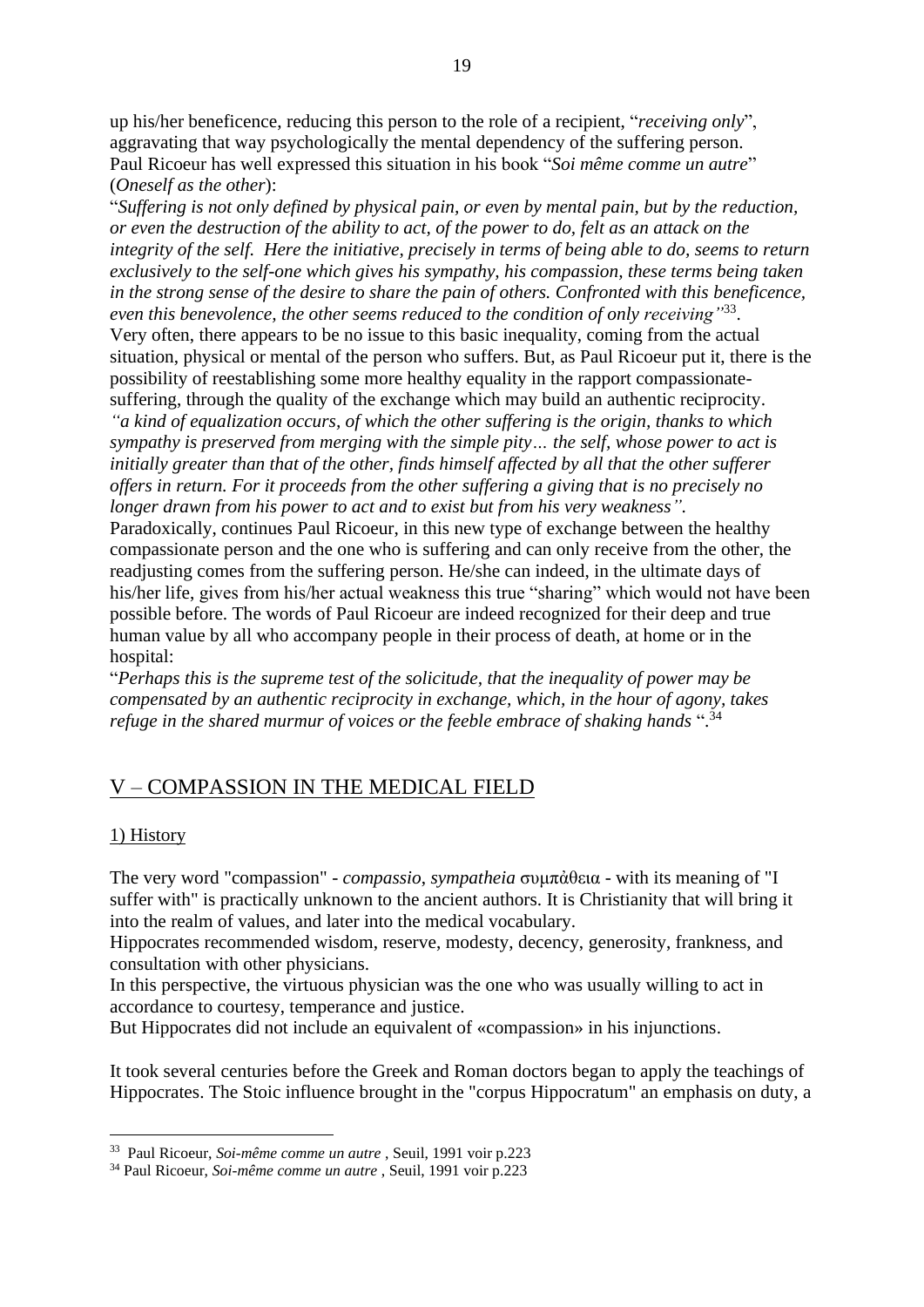up his/her beneficence, reducing this person to the role of a recipient, "*receiving only*", aggravating that way psychologically the mental dependency of the suffering person.
Paul Ricoeur has well expressed this situation in his book "*Soi même comme un autre*" (*Oneself as the other*):

"*Suffering is not only defined by physical pain, or even by mental pain, but by the reduction, or even the destruction of the ability to act, of the power to do, felt as an attack on the integrity of the self. Here the initiative, precisely in terms of being able to do, seems to return exclusively to the self-one which gives his sympathy, his compassion, these terms being taken in the strong sense of the desire to share the pain of others. Confronted with this beneficence, even this benevolence, the other seems reduced to the condition of only receiving*"[33].

Very often, there appears to be no issue to this basic inequality, coming from the actual situation, physical or mental of the person who suffers. But, as Paul Ricoeur put it, there is the possibility of reestablishing some more healthy equality in the rapport compassionate-suffering, through the quality of the exchange which may build an authentic reciprocity.

*"a kind of equalization occurs, of which the other suffering is the origin, thanks to which sympathy is preserved from merging with the simple pity… the self, whose power to act is initially greater than that of the other, finds himself affected by all that the other sufferer offers in return. For it proceeds from the other suffering a giving that is no precisely no longer drawn from his power to act and to exist but from his very weakness".*

Paradoxically, continues Paul Ricoeur, in this new type of exchange between the healthy compassionate person and the one who is suffering and can only receive from the other, the readjusting comes from the suffering person. He/she can indeed, in the ultimate days of his/her life, gives from his/her actual weakness this true "sharing" which would not have been possible before. The words of Paul Ricoeur are indeed recognized for their deep and true human value by all who accompany people in their process of death, at home or in the hospital:

"*Perhaps this is the supreme test of the solicitude, that the inequality of power may be compensated by an authentic reciprocity in exchange, which, in the hour of agony, takes refuge in the shared murmur of voices or the feeble embrace of shaking hands* ".[34]

## V – COMPASSION IN THE MEDICAL FIELD

### 1) History

The very word "compassion" - *compassio*, *sympatheia* συμπάθεια - with its meaning of "I suffer with" is practically unknown to the ancient authors. It is Christianity that will bring it into the realm of values, and later into the medical vocabulary.

Hippocrates recommended wisdom, reserve, modesty, decency, generosity, frankness, and consultation with other physicians.

In this perspective, the virtuous physician was the one who was usually willing to act in accordance to courtesy, temperance and justice.

But Hippocrates did not include an equivalent of «compassion» in his injunctions.

It took several centuries before the Greek and Roman doctors began to apply the teachings of Hippocrates. The Stoic influence brought in the "corpus Hippocratum" an emphasis on duty, a

---

[33] Paul Ricoeur, *Soi-même comme un autre* , Seuil, 1991 voir p.223

[34] Paul Ricoeur, *Soi-même comme un autre* , Seuil, 1991 voir p.223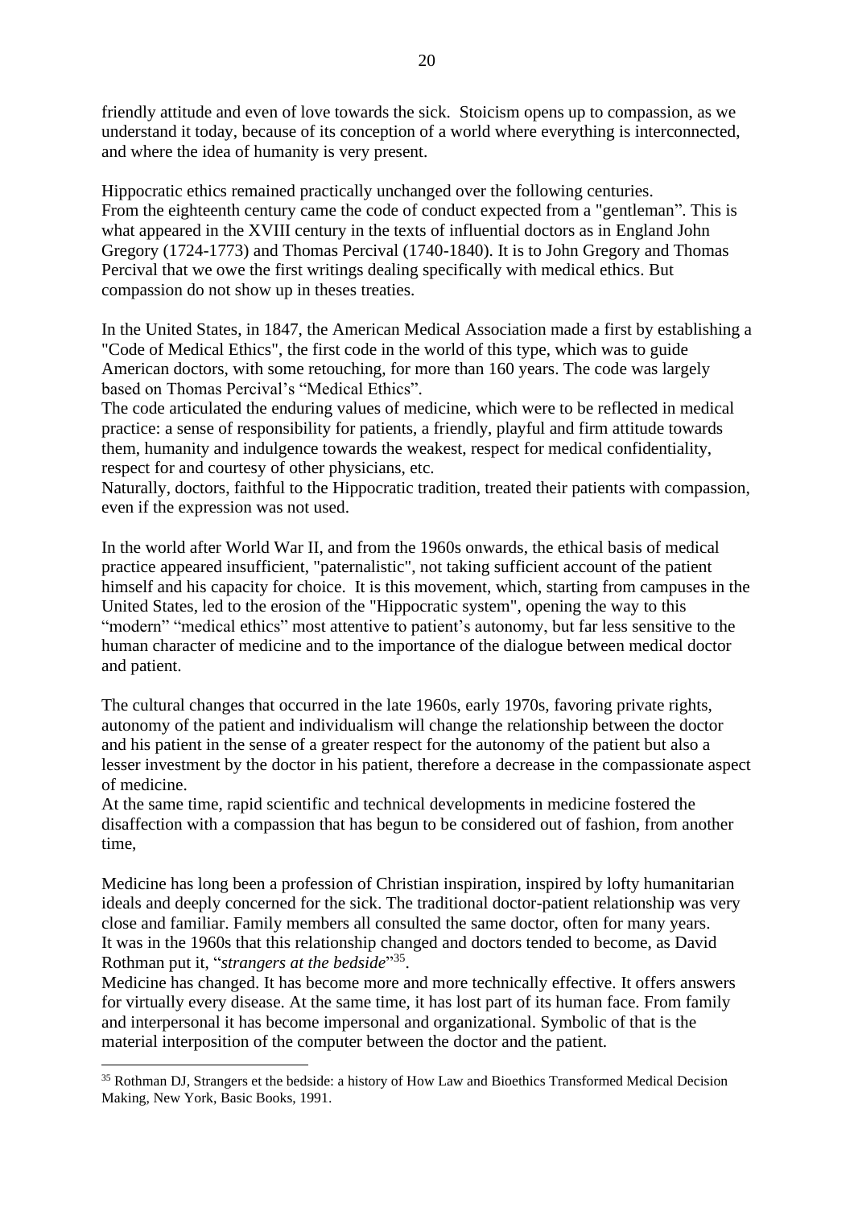friendly attitude and even of love towards the sick. Stoicism opens up to compassion, as we understand it today, because of its conception of a world where everything is interconnected, and where the idea of humanity is very present.

Hippocratic ethics remained practically unchanged over the following centuries.
From the eighteenth century came the code of conduct expected from a "gentleman". This is what appeared in the XVIII century in the texts of influential doctors as in England John Gregory (1724-1773) and Thomas Percival (1740-1840). It is to John Gregory and Thomas Percival that we owe the first writings dealing specifically with medical ethics. But compassion do not show up in theses treaties.

In the United States, in 1847, the American Medical Association made a first by establishing a "Code of Medical Ethics", the first code in the world of this type, which was to guide American doctors, with some retouching, for more than 160 years. The code was largely based on Thomas Percival's "Medical Ethics".
The code articulated the enduring values of medicine, which were to be reflected in medical practice: a sense of responsibility for patients, a friendly, playful and firm attitude towards them, humanity and indulgence towards the weakest, respect for medical confidentiality, respect for and courtesy of other physicians, etc.
Naturally, doctors, faithful to the Hippocratic tradition, treated their patients with compassion, even if the expression was not used.

In the world after World War II, and from the 1960s onwards, the ethical basis of medical practice appeared insufficient, "paternalistic", not taking sufficient account of the patient himself and his capacity for choice. It is this movement, which, starting from campuses in the United States, led to the erosion of the "Hippocratic system", opening the way to this "modern" "medical ethics" most attentive to patient's autonomy, but far less sensitive to the human character of medicine and to the importance of the dialogue between medical doctor and patient.

The cultural changes that occurred in the late 1960s, early 1970s, favoring private rights, autonomy of the patient and individualism will change the relationship between the doctor and his patient in the sense of a greater respect for the autonomy of the patient but also a lesser investment by the doctor in his patient, therefore a decrease in the compassionate aspect of medicine.
At the same time, rapid scientific and technical developments in medicine fostered the disaffection with a compassion that has begun to be considered out of fashion, from another time,

Medicine has long been a profession of Christian inspiration, inspired by lofty humanitarian ideals and deeply concerned for the sick. The traditional doctor-patient relationship was very close and familiar. Family members all consulted the same doctor, often for many years.
It was in the 1960s that this relationship changed and doctors tended to become, as David Rothman put it, "*strangers at the bedside*"[35].
Medicine has changed. It has become more and more technically effective. It offers answers for virtually every disease. At the same time, it has lost part of its human face. From family and interpersonal it has become impersonal and organizational. Symbolic of that is the material interposition of the computer between the doctor and the patient.

[35] Rothman DJ, Strangers et the bedside: a history of How Law and Bioethics Transformed Medical Decision Making, New York, Basic Books, 1991.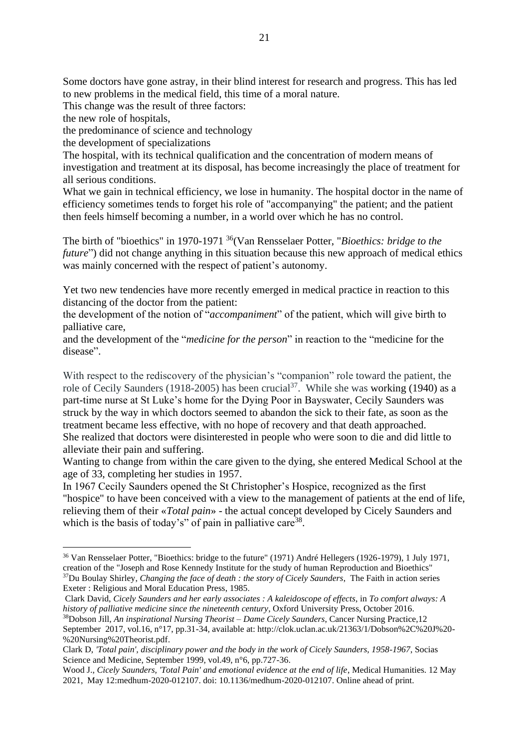Some doctors have gone astray, in their blind interest for research and progress. This has led to new problems in the medical field, this time of a moral nature.

This change was the result of three factors:

the new role of hospitals,

the predominance of science and technology

the development of specializations

The hospital, with its technical qualification and the concentration of modern means of investigation and treatment at its disposal, has become increasingly the place of treatment for all serious conditions.

What we gain in technical efficiency, we lose in humanity. The hospital doctor in the name of efficiency sometimes tends to forget his role of "accompanying" the patient; and the patient then feels himself becoming a number, in a world over which he has no control.

The birth of "bioethics" in 1970-1971 [36](Van Rensselaer Potter, "*Bioethics: bridge to the future*") did not change anything in this situation because this new approach of medical ethics was mainly concerned with the respect of patient's autonomy.

Yet two new tendencies have more recently emerged in medical practice in reaction to this distancing of the doctor from the patient:

the development of the notion of "*accompaniment*" of the patient, which will give birth to palliative care,

and the development of the "*medicine for the person*" in reaction to the "medicine for the disease".

With respect to the rediscovery of the physician's "companion" role toward the patient, the role of Cecily Saunders (1918-2005) has been crucial[37]. While she was working (1940) as a part-time nurse at St Luke's home for the Dying Poor in Bayswater, Cecily Saunders was struck by the way in which doctors seemed to abandon the sick to their fate, as soon as the treatment became less effective, with no hope of recovery and that death approached.

She realized that doctors were disinterested in people who were soon to die and did little to alleviate their pain and suffering.

Wanting to change from within the care given to the dying, she entered Medical School at the age of 33, completing her studies in 1957.

In 1967 Cecily Saunders opened the St Christopher's Hospice, recognized as the first "hospice" to have been conceived with a view to the management of patients at the end of life, relieving them of their «*Total pain*» - the actual concept developed by Cicely Saunders and which is the basis of today's" of pain in palliative care[38].

---

[36] Van Rensselaer Potter, "Bioethics: bridge to the future" (1971) André Hellegers (1926-1979), 1 July 1971, creation of the "Joseph and Rose Kennedy Institute for the study of human Reproduction and Bioethics"

[37] Du Boulay Shirley, *Changing the face of death : the story of Cicely Saunders*, The Faith in action series Exeter : Religious and Moral Education Press, 1985.

Clark David, *Cicely Saunders and her early associates : A kaleidoscope of effects*, in *To comfort always: A history of palliative medicine since the nineteenth century*, Oxford University Press, October 2016.

[38] Dobson Jill, *An inspirational Nursing Theorist – Dame Cicely Saunders*, Cancer Nursing Practice,12 September 2017, vol.16, n°17, pp.31-34, available at: http://clok.uclan.ac.uk/21363/1/Dobson%2C%20J%20-%20Nursing%20Theorist.pdf.

Clark D, *'Total pain', disciplinary power and the body in the work of Cicely Saunders, 1958-1967*, Socias Science and Medicine, September 1999, vol.49, n°6, pp.727-36.

Wood J., *Cicely Saunders, 'Total Pain' and emotional evidence at the end of life*, Medical Humanities. 12 May 2021, May 12:medhum-2020-012107. doi: 10.1136/medhum-2020-012107. Online ahead of print.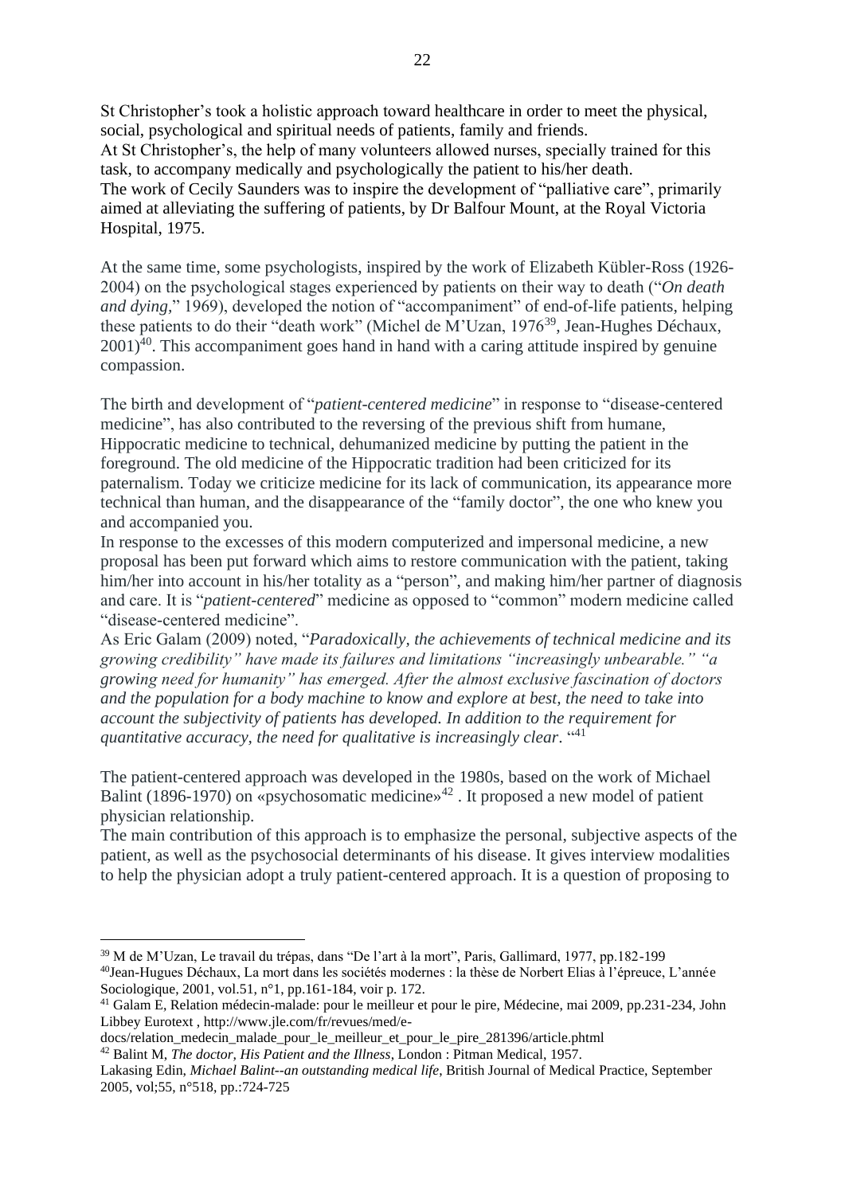St Christopher's took a holistic approach toward healthcare in order to meet the physical, social, psychological and spiritual needs of patients, family and friends.
At St Christopher's, the help of many volunteers allowed nurses, specially trained for this task, to accompany medically and psychologically the patient to his/her death.
The work of Cecily Saunders was to inspire the development of "palliative care", primarily aimed at alleviating the suffering of patients, by Dr Balfour Mount, at the Royal Victoria Hospital, 1975.

At the same time, some psychologists, inspired by the work of Elizabeth Kübler-Ross (1926-2004) on the psychological stages experienced by patients on their way to death ("*On death and dying*," 1969), developed the notion of "accompaniment" of end-of-life patients, helping these patients to do their "death work" (Michel de M'Uzan, 1976[39], Jean-Hughes Déchaux, 2001)[40]. This accompaniment goes hand in hand with a caring attitude inspired by genuine compassion.

The birth and development of "*patient-centered medicine*" in response to "disease-centered medicine", has also contributed to the reversing of the previous shift from humane, Hippocratic medicine to technical, dehumanized medicine by putting the patient in the foreground. The old medicine of the Hippocratic tradition had been criticized for its paternalism. Today we criticize medicine for its lack of communication, its appearance more technical than human, and the disappearance of the "family doctor", the one who knew you and accompanied you.
In response to the excesses of this modern computerized and impersonal medicine, a new proposal has been put forward which aims to restore communication with the patient, taking him/her into account in his/her totality as a "person", and making him/her partner of diagnosis and care. It is "*patient-centered*" medicine as opposed to "common" modern medicine called "disease-centered medicine".
As Eric Galam (2009) noted, "*Paradoxically, the achievements of technical medicine and its growing credibility" have made its failures and limitations "increasingly unbearable." "a growing need for humanity" has emerged. After the almost exclusive fascination of doctors and the population for a body machine to know and explore at best, the need to take into account the subjectivity of patients has developed. In addition to the requirement for quantitative accuracy, the need for qualitative is increasingly clear.* "[41]

The patient-centered approach was developed in the 1980s, based on the work of Michael Balint (1896-1970) on «psychosomatic medicine»[42] . It proposed a new model of patient physician relationship.
The main contribution of this approach is to emphasize the personal, subjective aspects of the patient, as well as the psychosocial determinants of his disease. It gives interview modalities to help the physician adopt a truly patient-centered approach. It is a question of proposing to

---

[39] M de M'Uzan, Le travail du trépas, dans "De l'art à la mort", Paris, Gallimard, 1977, pp.182-199

[40] Jean-Hugues Déchaux, La mort dans les sociétés modernes : la thèse de Norbert Elias à l'épreuce, L'année Sociologique, 2001, vol.51, n°1, pp.161-184, voir p. 172.

[41] Galam E, Relation médecin-malade: pour le meilleur et pour le pire, Médecine, mai 2009, pp.231-234, John Libbey Eurotext , http://www.jle.com/fr/revues/med/e-docs/relation_medecin_malade_pour_le_meilleur_et_pour_le_pire_281396/article.phtml

[42] Balint M, *The doctor, His Patient and the Illness*, London : Pitman Medical, 1957.
Lakasing Edin, *Michael Balint--an outstanding medical life*, British Journal of Medical Practice, September 2005, vol;55, n°518, pp.:724-725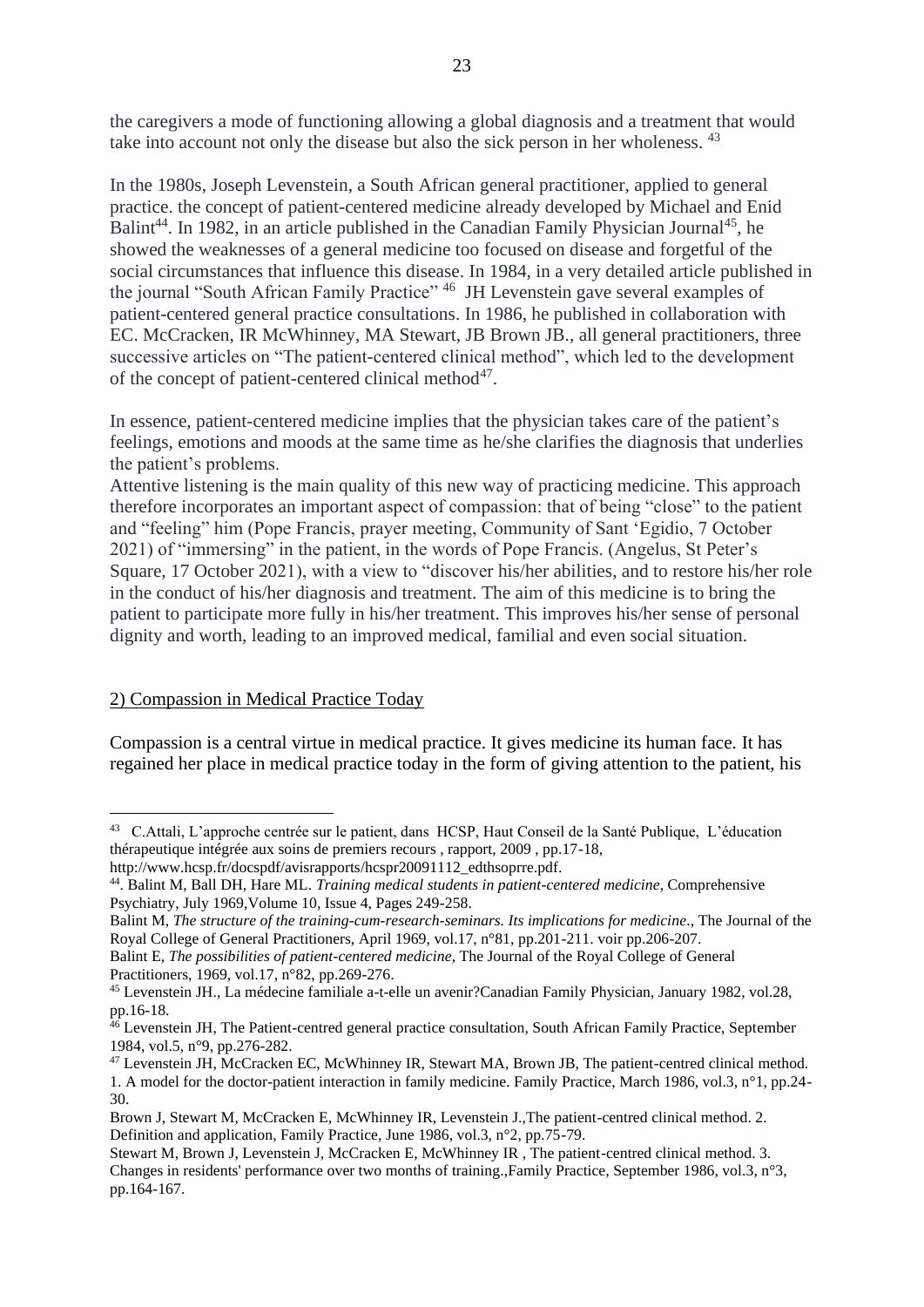the caregivers a mode of functioning allowing a global diagnosis and a treatment that would take into account not only the disease but also the sick person in her wholeness. [43]

In the 1980s, Joseph Levenstein, a South African general practitioner, applied to general practice. the concept of patient-centered medicine already developed by Michael and Enid Balint[44]. In 1982, in an article published in the Canadian Family Physician Journal[45], he showed the weaknesses of a general medicine too focused on disease and forgetful of the social circumstances that influence this disease. In 1984, in a very detailed article published in the journal "South African Family Practice" [46] JH Levenstein gave several examples of patient-centered general practice consultations. In 1986, he published in collaboration with EC. McCracken, IR McWhinney, MA Stewart, JB Brown JB., all general practitioners, three successive articles on "The patient-centered clinical method", which led to the development of the concept of patient-centered clinical method[47].

In essence, patient-centered medicine implies that the physician takes care of the patient's feelings, emotions and moods at the same time as he/she clarifies the diagnosis that underlies the patient's problems.
Attentive listening is the main quality of this new way of practicing medicine. This approach therefore incorporates an important aspect of compassion: that of being "close" to the patient and "feeling" him (Pope Francis, prayer meeting, Community of Sant 'Egidio, 7 October 2021) of "immersing" in the patient, in the words of Pope Francis. (Angelus, St Peter's Square, 17 October 2021), with a view to "discover his/her abilities, and to restore his/her role in the conduct of his/her diagnosis and treatment. The aim of this medicine is to bring the patient to participate more fully in his/her treatment. This improves his/her sense of personal dignity and worth, leading to an improved medical, familial and even social situation.

## 2) Compassion in Medical Practice Today

Compassion is a central virtue in medical practice. It gives medicine its human face. It has regained her place in medical practice today in the form of giving attention to the patient, his

---

[43] C.Attali, L'approche centrée sur le patient, dans HCSP, Haut Conseil de la Santé Publique, L'éducation thérapeutique intégrée aux soins de premiers recours , rapport, 2009 , pp.17-18, http://www.hcsp.fr/docspdf/avisrapports/hcspr20091112_edthsoprre.pdf.

[44]. Balint M, Ball DH, Hare ML. *Training medical students in patient-centered medicine*, Comprehensive Psychiatry, July 1969,Volume 10, Issue 4, Pages 249-258.
Balint M, *The structure of the training-cum-research-seminars. Its implications for medicine*., The Journal of the Royal College of General Practitioners, April 1969, vol.17, n°81, pp.201-211. voir pp.206-207.
Balint E, *The possibilities of patient-centered medicine*, The Journal of the Royal College of General Practitioners, 1969, vol.17, n°82, pp.269-276.

[45] Levenstein JH., La médecine familiale a-t-elle un avenir?Canadian Family Physician, January 1982, vol.28, pp.16-18.

[46] Levenstein JH, The Patient-centred general practice consultation, South African Family Practice, September 1984, vol.5, n°9, pp.276-282.

[47] Levenstein JH, McCracken EC, McWhinney IR, Stewart MA, Brown JB, The patient-centred clinical method. 1. A model for the doctor-patient interaction in family medicine. Family Practice, March 1986, vol.3, n°1, pp.24-30.
Brown J, Stewart M, McCracken E, McWhinney IR, Levenstein J.,The patient-centred clinical method. 2. Definition and application, Family Practice, June 1986, vol.3, n°2, pp.75-79.
Stewart M, Brown J, Levenstein J, McCracken E, McWhinney IR , The patient-centred clinical method. 3. Changes in residents' performance over two months of training.,Family Practice, September 1986, vol.3, n°3, pp.164-167.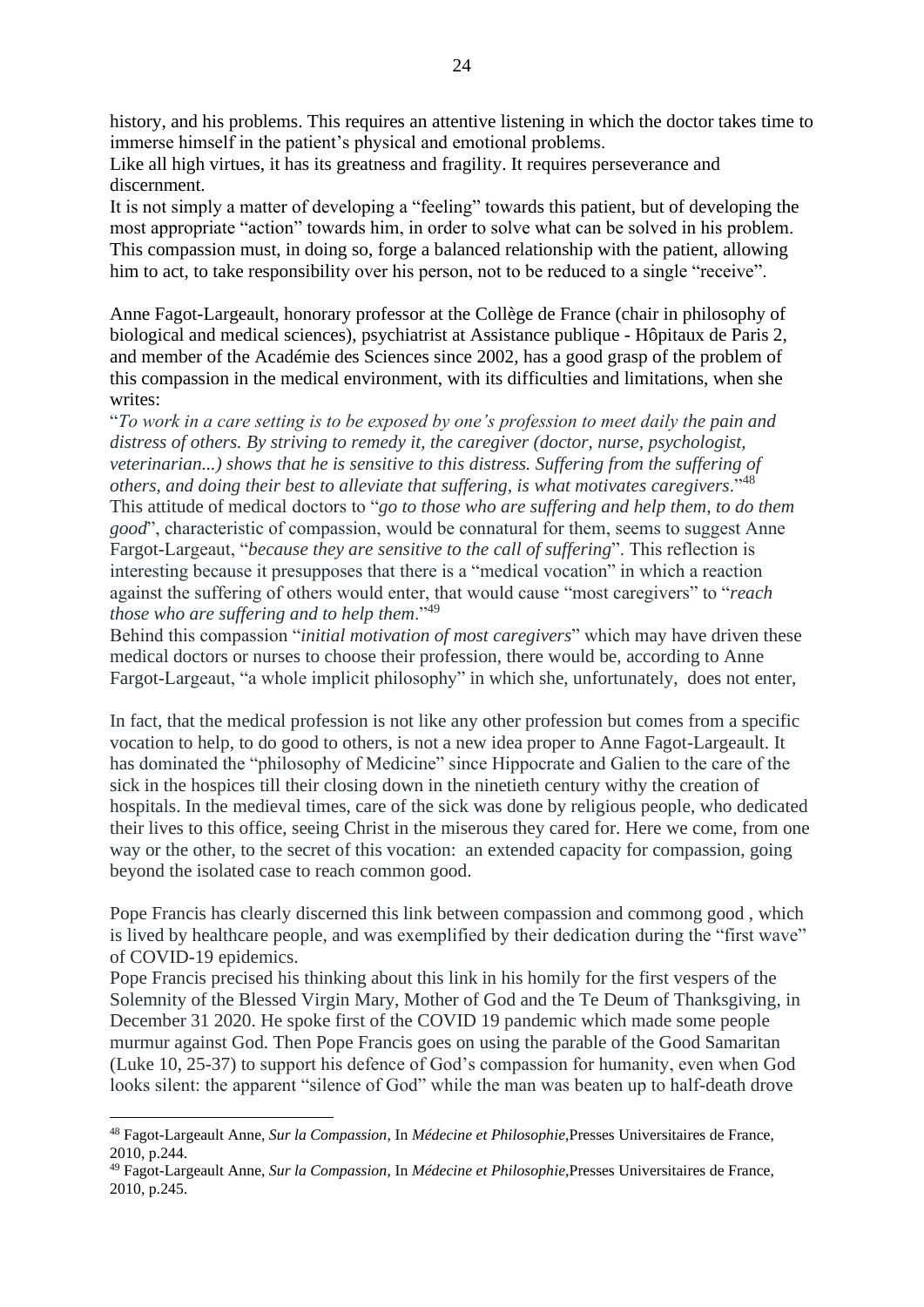history, and his problems. This requires an attentive listening in which the doctor takes time to immerse himself in the patient's physical and emotional problems.
Like all high virtues, it has its greatness and fragility. It requires perseverance and discernment.
It is not simply a matter of developing a "feeling" towards this patient, but of developing the most appropriate "action" towards him, in order to solve what can be solved in his problem. This compassion must, in doing so, forge a balanced relationship with the patient, allowing him to act, to take responsibility over his person, not to be reduced to a single "receive".

Anne Fagot-Largeault, honorary professor at the Collège de France (chair in philosophy of biological and medical sciences), psychiatrist at Assistance publique - Hôpitaux de Paris 2, and member of the Académie des Sciences since 2002, has a good grasp of the problem of this compassion in the medical environment, with its difficulties and limitations, when she writes:
"*To work in a care setting is to be exposed by one's profession to meet daily the pain and distress of others. By striving to remedy it, the caregiver (doctor, nurse, psychologist, veterinarian...) shows that he is sensitive to this distress. Suffering from the suffering of others, and doing their best to alleviate that suffering, is what motivates caregivers*."[48]
This attitude of medical doctors to "*go to those who are suffering and help them, to do them good*", characteristic of compassion, would be connatural for them, seems to suggest Anne Fargot-Largeaut, "*because they are sensitive to the call of suffering*". This reflection is interesting because it presupposes that there is a "medical vocation" in which a reaction against the suffering of others would enter, that would cause "most caregivers" to "*reach those who are suffering and to help them*."[49]
Behind this compassion "*initial motivation of most caregivers*" which may have driven these medical doctors or nurses to choose their profession, there would be, according to Anne Fargot-Largeaut, "a whole implicit philosophy" in which she, unfortunately, does not enter,

In fact, that the medical profession is not like any other profession but comes from a specific vocation to help, to do good to others, is not a new idea proper to Anne Fagot-Largeault. It has dominated the "philosophy of Medicine" since Hippocrate and Galien to the care of the sick in the hospices till their closing down in the ninetieth century withy the creation of hospitals. In the medieval times, care of the sick was done by religious people, who dedicated their lives to this office, seeing Christ in the miserous they cared for. Here we come, from one way or the other, to the secret of this vocation: an extended capacity for compassion, going beyond the isolated case to reach common good.

Pope Francis has clearly discerned this link between compassion and commong good , which is lived by healthcare people, and was exemplified by their dedication during the "first wave" of COVID-19 epidemics.
Pope Francis precised his thinking about this link in his homily for the first vespers of the Solemnity of the Blessed Virgin Mary, Mother of God and the Te Deum of Thanksgiving, in December 31 2020. He spoke first of the COVID 19 pandemic which made some people murmur against God. Then Pope Francis goes on using the parable of the Good Samaritan (Luke 10, 25-37) to support his defence of God's compassion for humanity, even when God looks silent: the apparent "silence of God" while the man was beaten up to half-death drove

[48] Fagot-Largeault Anne, *Sur la Compassion*, In *Médecine et Philosophie*,Presses Universitaires de France, 2010, p.244.
[49] Fagot-Largeault Anne, *Sur la Compassion*, In *Médecine et Philosophie*,Presses Universitaires de France, 2010, p.245.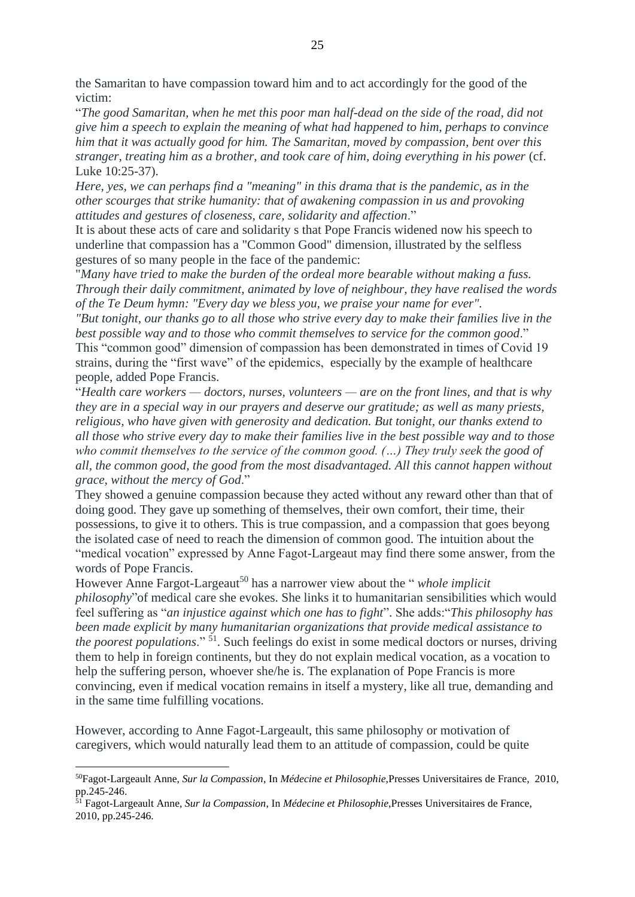the Samaritan to have compassion toward him and to act accordingly for the good of the victim:

"*The good Samaritan, when he met this poor man half-dead on the side of the road, did not give him a speech to explain the meaning of what had happened to him, perhaps to convince him that it was actually good for him. The Samaritan, moved by compassion, bent over this stranger, treating him as a brother, and took care of him, doing everything in his power* (cf. Luke 10:25-37).

*Here, yes, we can perhaps find a "meaning" in this drama that is the pandemic, as in the other scourges that strike humanity: that of awakening compassion in us and provoking attitudes and gestures of closeness, care, solidarity and affection*."

It is about these acts of care and solidarity s that Pope Francis widened now his speech to underline that compassion has a "Common Good" dimension, illustrated by the selfless gestures of so many people in the face of the pandemic:

"*Many have tried to make the burden of the ordeal more bearable without making a fuss. Through their daily commitment, animated by love of neighbour, they have realised the words of the Te Deum hymn: "Every day we bless you, we praise your name for ever".*

*"But tonight, our thanks go to all those who strive every day to make their families live in the best possible way and to those who commit themselves to service for the common good*."

This "common good" dimension of compassion has been demonstrated in times of Covid 19 strains, during the "first wave" of the epidemics, especially by the example of healthcare people, added Pope Francis.

"*Health care workers — doctors, nurses, volunteers — are on the front lines, and that is why they are in a special way in our prayers and deserve our gratitude; as well as many priests, religious, who have given with generosity and dedication. But tonight, our thanks extend to all those who strive every day to make their families live in the best possible way and to those who commit themselves to the service of the common good. (…) They truly seek the good of all, the common good, the good from the most disadvantaged. All this cannot happen without grace, without the mercy of God*."

They showed a genuine compassion because they acted without any reward other than that of doing good. They gave up something of themselves, their own comfort, their time, their possessions, to give it to others. This is true compassion, and a compassion that goes beyong the isolated case of need to reach the dimension of common good. The intuition about the "medical vocation" expressed by Anne Fagot-Largeaut may find there some answer, from the words of Pope Francis.

However Anne Fargot-Largeaut[50] has a narrower view about the " *whole implicit philosophy*"of medical care she evokes. She links it to humanitarian sensibilities which would feel suffering as "*an injustice against which one has to fight*". She adds:"*This philosophy has been made explicit by many humanitarian organizations that provide medical assistance to the poorest populations*." [51]. Such feelings do exist in some medical doctors or nurses, driving them to help in foreign continents, but they do not explain medical vocation, as a vocation to help the suffering person, whoever she/he is. The explanation of Pope Francis is more convincing, even if medical vocation remains in itself a mystery, like all true, demanding and in the same time fulfilling vocations.

However, according to Anne Fagot-Largeault, this same philosophy or motivation of caregivers, which would naturally lead them to an attitude of compassion, could be quite

---

[50]Fagot-Largeault Anne, *Sur la Compassion*, In *Médecine et Philosophie*,Presses Universitaires de France, 2010, pp.245-246.

[51] Fagot-Largeault Anne, *Sur la Compassion*, In *Médecine et Philosophie*,Presses Universitaires de France, 2010, pp.245-246.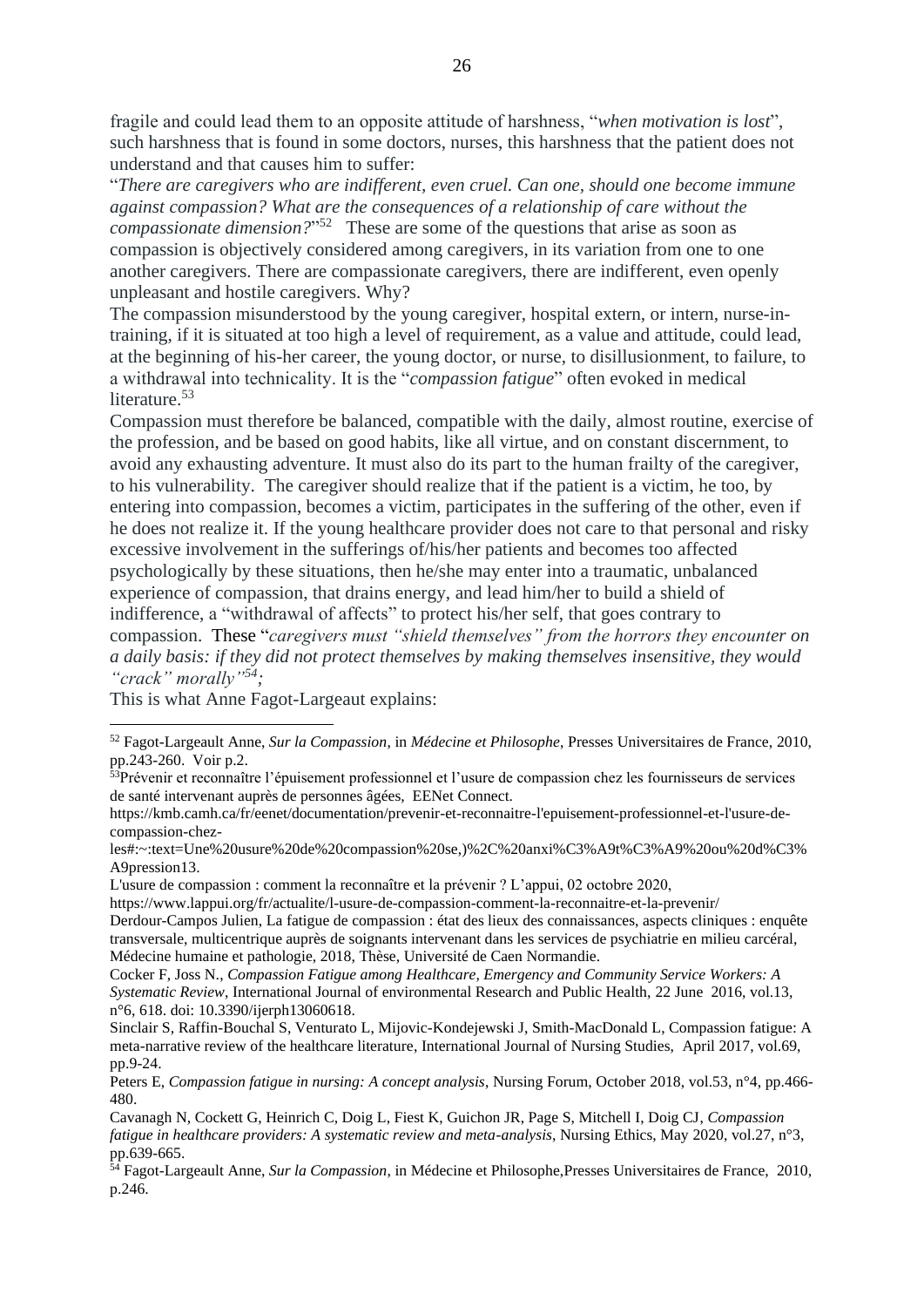fragile and could lead them to an opposite attitude of harshness, "*when motivation is lost*", such harshness that is found in some doctors, nurses, this harshness that the patient does not understand and that causes him to suffer:

"*There are caregivers who are indifferent, even cruel. Can one, should one become immune against compassion? What are the consequences of a relationship of care without the compassionate dimension?*"[52] These are some of the questions that arise as soon as compassion is objectively considered among caregivers, in its variation from one to one another caregivers. There are compassionate caregivers, there are indifferent, even openly unpleasant and hostile caregivers. Why?

The compassion misunderstood by the young caregiver, hospital extern, or intern, nurse-in-training, if it is situated at too high a level of requirement, as a value and attitude, could lead, at the beginning of his-her career, the young doctor, or nurse, to disillusionment, to failure, to a withdrawal into technicality. It is the "*compassion fatigue*" often evoked in medical literature.[53]

Compassion must therefore be balanced, compatible with the daily, almost routine, exercise of the profession, and be based on good habits, like all virtue, and on constant discernment, to avoid any exhausting adventure. It must also do its part to the human frailty of the caregiver, to his vulnerability. The caregiver should realize that if the patient is a victim, he too, by entering into compassion, becomes a victim, participates in the suffering of the other, even if he does not realize it. If the young healthcare provider does not care to that personal and risky excessive involvement in the sufferings of/his/her patients and becomes too affected psychologically by these situations, then he/she may enter into a traumatic, unbalanced experience of compassion, that drains energy, and lead him/her to build a shield of indifference, a "withdrawal of affects" to protect his/her self, that goes contrary to compassion. These "*caregivers must "shield themselves" from the horrors they encounter on a daily basis: if they did not protect themselves by making themselves insensitive, they would "crack" morally"*[54]*;*

This is what Anne Fagot-Largeaut explains:

---

[52] Fagot-Largeault Anne, *Sur la Compassion*, in *Médecine et Philosophe*, Presses Universitaires de France, 2010, pp.243-260. Voir p.2.

[53] Prévenir et reconnaître l'épuisement professionnel et l'usure de compassion chez les fournisseurs de services de santé intervenant auprès de personnes âgées, EENet Connect.
https://kmb.camh.ca/fr/eenet/documentation/prevenir-et-reconnaitre-l'epuisement-professionnel-et-l'usure-de-compassion-chez-les#:~:text=Une%20usure%20de%20compassion%20se,)%2C%20anxi%C3%A9t%C3%A9%20ou%20d%C3%A9pression13.

L'usure de compassion : comment la reconnaître et la prévenir ? L'appui, 02 octobre 2020, https://www.lappui.org/fr/actualite/l-usure-de-compassion-comment-la-reconnaitre-et-la-prevenir/

Derdour-Campos Julien, La fatigue de compassion : état des lieux des connaissances, aspects cliniques : enquête transversale, multicentrique auprès de soignants intervenant dans les services de psychiatrie en milieu carcéral, Médecine humaine et pathologie, 2018, Thèse, Université de Caen Normandie.

Cocker F, Joss N., *Compassion Fatigue among Healthcare, Emergency and Community Service Workers: A Systematic Review*, International Journal of environmental Research and Public Health, 22 June 2016, vol.13, n°6, 618. doi: 10.3390/ijerph13060618.

Sinclair S, Raffin-Bouchal S, Venturato L, Mijovic-Kondejewski J, Smith-MacDonald L, Compassion fatigue: A meta-narrative review of the healthcare literature, International Journal of Nursing Studies, April 2017, vol.69, pp.9-24.

Peters E, *Compassion fatigue in nursing: A concept analysis*, Nursing Forum, October 2018, vol.53, n°4, pp.466-480.

Cavanagh N, Cockett G, Heinrich C, Doig L, Fiest K, Guichon JR, Page S, Mitchell I, Doig CJ, *Compassion fatigue in healthcare providers: A systematic review and meta-analysis*, Nursing Ethics, May 2020, vol.27, n°3, pp.639-665.

[54] Fagot-Largeault Anne, *Sur la Compassion*, in Médecine et Philosophe,Presses Universitaires de France, 2010, p.246.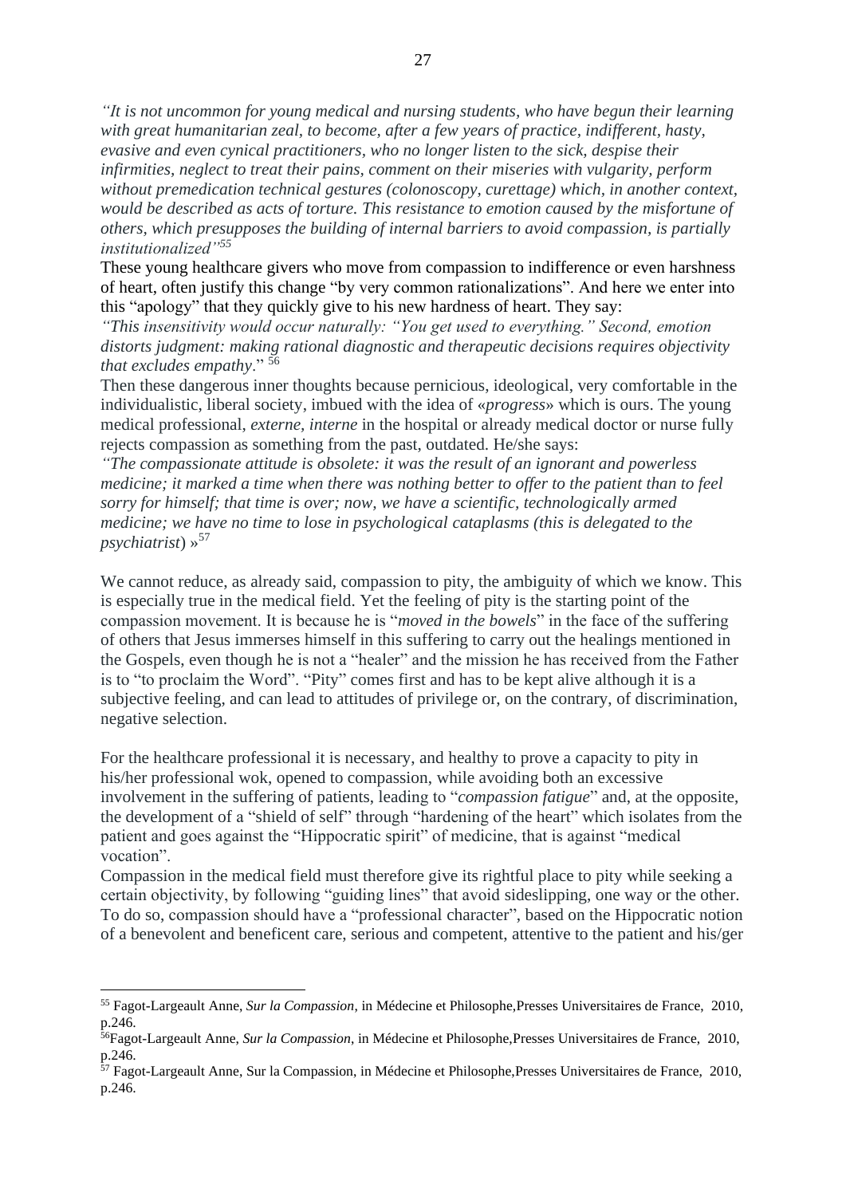*"It is not uncommon for young medical and nursing students, who have begun their learning with great humanitarian zeal, to become, after a few years of practice, indifferent, hasty, evasive and even cynical practitioners, who no longer listen to the sick, despise their infirmities, neglect to treat their pains, comment on their miseries with vulgarity, perform without premedication technical gestures (colonoscopy, curettage) which, in another context, would be described as acts of torture. This resistance to emotion caused by the misfortune of others, which presupposes the building of internal barriers to avoid compassion, is partially institutionalized"*[55]

These young healthcare givers who move from compassion to indifference or even harshness of heart, often justify this change "by very common rationalizations". And here we enter into this "apology" that they quickly give to his new hardness of heart. They say:

*"This insensitivity would occur naturally: "You get used to everything." Second, emotion distorts judgment: making rational diagnostic and therapeutic decisions requires objectivity that excludes empathy*." [56]

Then these dangerous inner thoughts because pernicious, ideological, very comfortable in the individualistic, liberal society, imbued with the idea of «*progress*» which is ours. The young medical professional, *externe*, *interne* in the hospital or already medical doctor or nurse fully rejects compassion as something from the past, outdated. He/she says:

*"The compassionate attitude is obsolete: it was the result of an ignorant and powerless medicine; it marked a time when there was nothing better to offer to the patient than to feel sorry for himself; that time is over; now, we have a scientific, technologically armed medicine; we have no time to lose in psychological cataplasms (this is delegated to the psychiatrist*) »[57]

We cannot reduce, as already said, compassion to pity, the ambiguity of which we know. This is especially true in the medical field. Yet the feeling of pity is the starting point of the compassion movement. It is because he is "*moved in the bowels*" in the face of the suffering of others that Jesus immerses himself in this suffering to carry out the healings mentioned in the Gospels, even though he is not a "healer" and the mission he has received from the Father is to "to proclaim the Word". "Pity" comes first and has to be kept alive although it is a subjective feeling, and can lead to attitudes of privilege or, on the contrary, of discrimination, negative selection.

For the healthcare professional it is necessary, and healthy to prove a capacity to pity in his/her professional wok, opened to compassion, while avoiding both an excessive involvement in the suffering of patients, leading to "*compassion fatigue*" and, at the opposite, the development of a "shield of self" through "hardening of the heart" which isolates from the patient and goes against the "Hippocratic spirit" of medicine, that is against "medical vocation".

Compassion in the medical field must therefore give its rightful place to pity while seeking a certain objectivity, by following "guiding lines" that avoid sideslipping, one way or the other. To do so, compassion should have a "professional character", based on the Hippocratic notion of a benevolent and beneficent care, serious and competent, attentive to the patient and his/ger

---

[55] Fagot-Largeault Anne, *Sur la Compassion*, in Médecine et Philosophe,Presses Universitaires de France, 2010, p.246.

[56] Fagot-Largeault Anne, *Sur la Compassion*, in Médecine et Philosophe,Presses Universitaires de France, 2010, p.246.

[57] Fagot-Largeault Anne, Sur la Compassion, in Médecine et Philosophe,Presses Universitaires de France, 2010, p.246.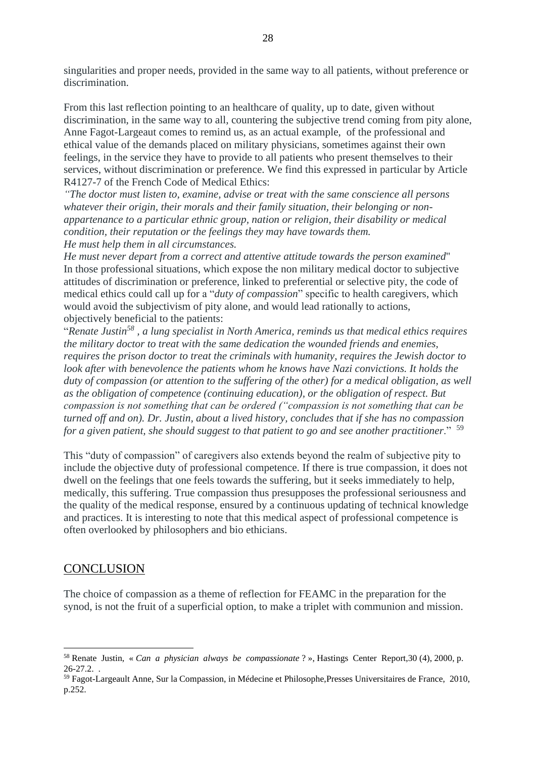singularities and proper needs, provided in the same way to all patients, without preference or discrimination.

From this last reflection pointing to an healthcare of quality, up to date, given without discrimination, in the same way to all, countering the subjective trend coming from pity alone, Anne Fagot-Largeaut comes to remind us, as an actual example, of the professional and ethical value of the demands placed on military physicians, sometimes against their own feelings, in the service they have to provide to all patients who present themselves to their services, without discrimination or preference. We find this expressed in particular by Article R4127-7 of the French Code of Medical Ethics:

*"The doctor must listen to, examine, advise or treat with the same conscience all persons whatever their origin, their morals and their family situation, their belonging or non-appartenance to a particular ethnic group, nation or religion, their disability or medical condition, their reputation or the feelings they may have towards them.*
*He must help them in all circumstances.*
*He must never depart from a correct and attentive attitude towards the person examined*"

In those professional situations, which expose the non military medical doctor to subjective attitudes of discrimination or preference, linked to preferential or selective pity, the code of medical ethics could call up for a "*duty of compassion*" specific to health caregivers, which would avoid the subjectivism of pity alone, and would lead rationally to actions, objectively beneficial to the patients:

"*Renate Justin*[58] *, a lung specialist in North America, reminds us that medical ethics requires the military doctor to treat with the same dedication the wounded friends and enemies, requires the prison doctor to treat the criminals with humanity, requires the Jewish doctor to look after with benevolence the patients whom he knows have Nazi convictions. It holds the duty of compassion (or attention to the suffering of the other) for a medical obligation, as well as the obligation of competence (continuing education), or the obligation of respect. But compassion is not something that can be ordered ("compassion is not something that can be turned off and on). Dr. Justin, about a lived history, concludes that if she has no compassion for a given patient, she should suggest to that patient to go and see another practitioner*." [59]

This "duty of compassion" of caregivers also extends beyond the realm of subjective pity to include the objective duty of professional competence. If there is true compassion, it does not dwell on the feelings that one feels towards the suffering, but it seeks immediately to help, medically, this suffering. True compassion thus presupposes the professional seriousness and the quality of the medical response, ensured by a continuous updating of technical knowledge and practices. It is interesting to note that this medical aspect of professional competence is often overlooked by philosophers and bio ethicians.

## CONCLUSION

The choice of compassion as a theme of reflection for FEAMC in the preparation for the synod, is not the fruit of a superficial option, to make a triplet with communion and mission.

---

[58] Renate Justin, « *Can a physician always be compassionate* ? », Hastings Center Report,30 (4), 2000, p. 26-27.2. .

[59] Fagot-Largeault Anne, Sur la Compassion, in Médecine et Philosophe,Presses Universitaires de France, 2010, p.252.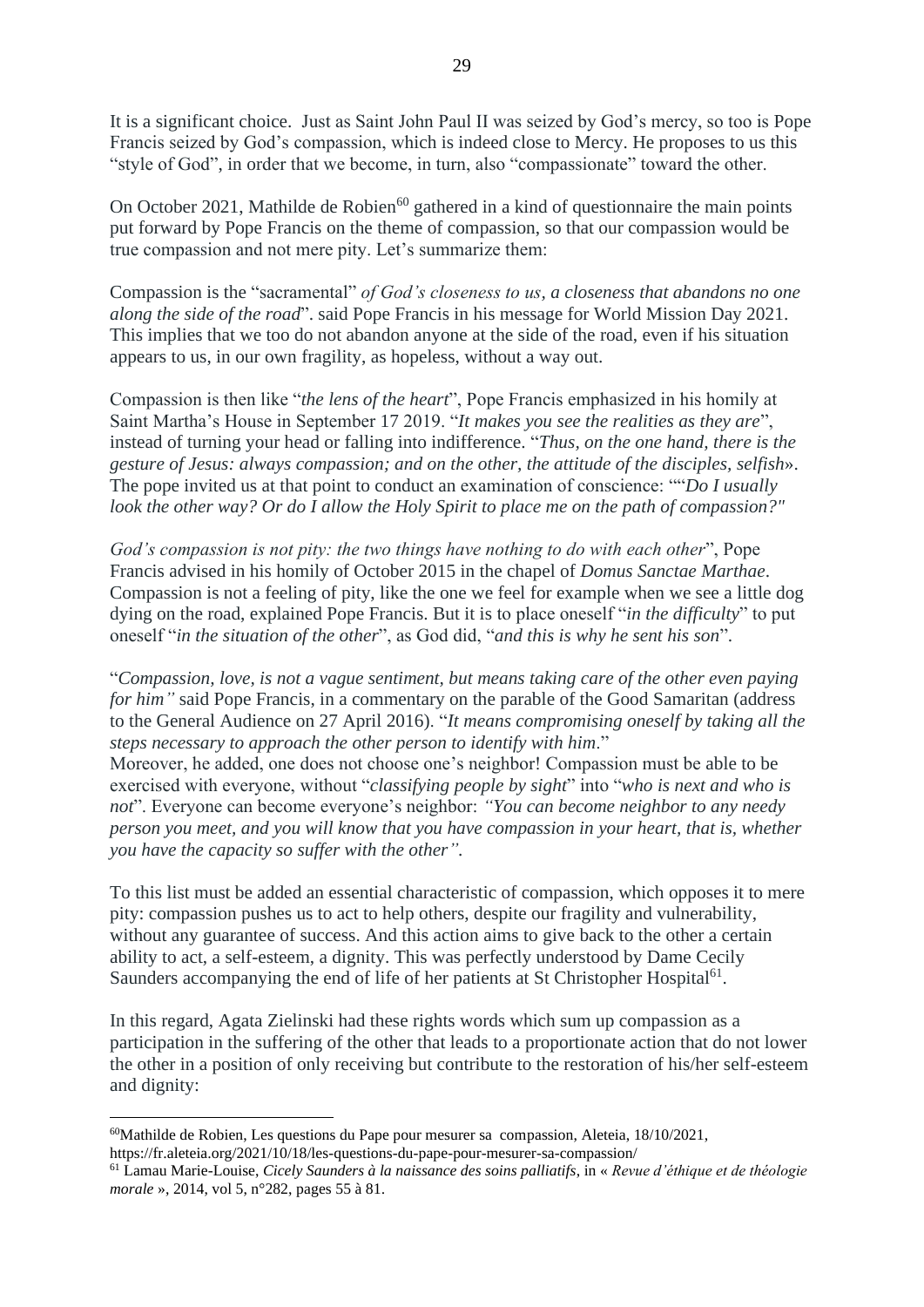It is a significant choice. Just as Saint John Paul II was seized by God's mercy, so too is Pope Francis seized by God's compassion, which is indeed close to Mercy. He proposes to us this "style of God", in order that we become, in turn, also "compassionate" toward the other.

On October 2021, Mathilde de Robien[60] gathered in a kind of questionnaire the main points put forward by Pope Francis on the theme of compassion, so that our compassion would be true compassion and not mere pity. Let's summarize them:

Compassion is the "sacramental" *of God's closeness to us, a closeness that abandons no one along the side of the road*". said Pope Francis in his message for World Mission Day 2021. This implies that we too do not abandon anyone at the side of the road, even if his situation appears to us, in our own fragility, as hopeless, without a way out.

Compassion is then like "*the lens of the heart*", Pope Francis emphasized in his homily at Saint Martha's House in September 17 2019. "*It makes you see the realities as they are*", instead of turning your head or falling into indifference. "*Thus, on the one hand, there is the gesture of Jesus: always compassion; and on the other, the attitude of the disciples, selfish*». The pope invited us at that point to conduct an examination of conscience: ""*Do I usually look the other way? Or do I allow the Holy Spirit to place me on the path of compassion?"*

*God's compassion is not pity: the two things have nothing to do with each other*", Pope Francis advised in his homily of October 2015 in the chapel of *Domus Sanctae Marthae*. Compassion is not a feeling of pity, like the one we feel for example when we see a little dog dying on the road, explained Pope Francis. But it is to place oneself "*in the difficulty*" to put oneself "*in the situation of the other*", as God did, "*and this is why he sent his son*".

"*Compassion, love, is not a vague sentiment, but means taking care of the other even paying for him"* said Pope Francis, in a commentary on the parable of the Good Samaritan (address to the General Audience on 27 April 2016). "*It means compromising oneself by taking all the steps necessary to approach the other person to identify with him*."
Moreover, he added, one does not choose one's neighbor! Compassion must be able to be exercised with everyone, without "*classifying people by sight*" into "*who is next and who is not*". Everyone can become everyone's neighbor: *"You can become neighbor to any needy person you meet, and you will know that you have compassion in your heart, that is, whether you have the capacity so suffer with the other"*.

To this list must be added an essential characteristic of compassion, which opposes it to mere pity: compassion pushes us to act to help others, despite our fragility and vulnerability, without any guarantee of success. And this action aims to give back to the other a certain ability to act, a self-esteem, a dignity. This was perfectly understood by Dame Cecily Saunders accompanying the end of life of her patients at St Christopher Hospital[61].

In this regard, Agata Zielinski had these rights words which sum up compassion as a participation in the suffering of the other that leads to a proportionate action that do not lower the other in a position of only receiving but contribute to the restoration of his/her self-esteem and dignity:

---

[60]Mathilde de Robien, Les questions du Pape pour mesurer sa compassion, Aleteia, 18/10/2021, https://fr.aleteia.org/2021/10/18/les-questions-du-pape-pour-mesurer-sa-compassion/

[61] Lamau Marie-Louise, *Cicely Saunders à la naissance des soins palliatifs*, in « *Revue d'éthique et de théologie morale* », 2014, vol 5, n°282, pages 55 à 81.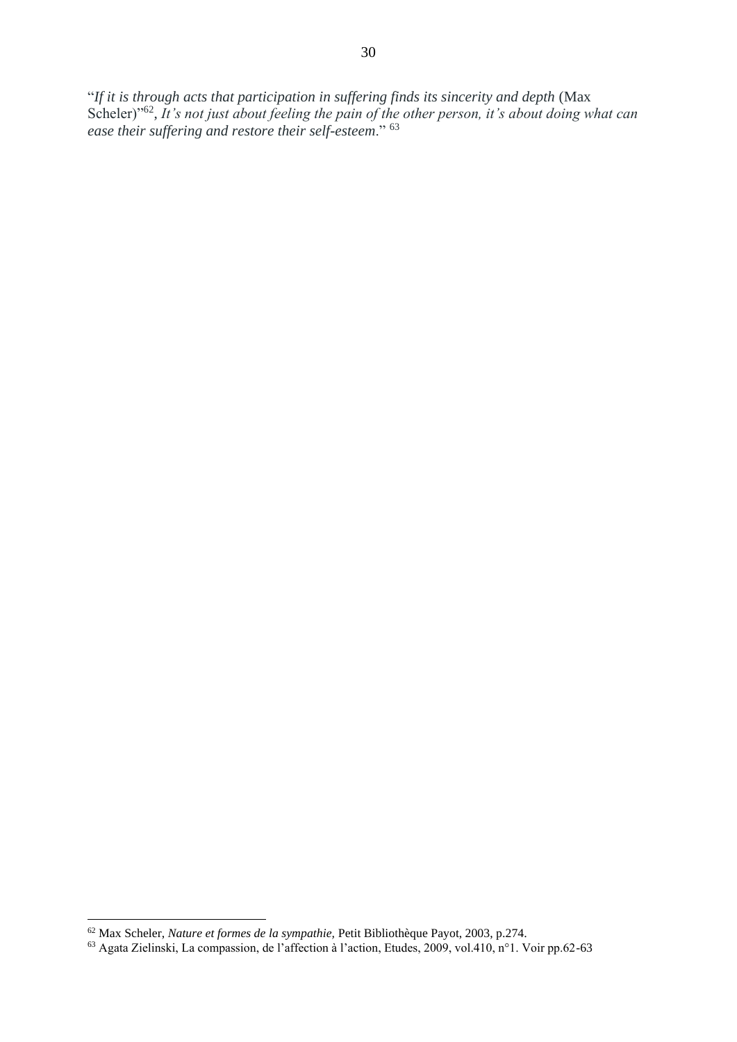"*If it is through acts that participation in suffering finds its sincerity and depth* (Max Scheler)"[62], *It's not just about feeling the pain of the other person, it's about doing what can ease their suffering and restore their self-esteem*." [63]

---

[62] Max Scheler, *Nature et formes de la sympathie*, Petit Bibliothèque Payot, 2003, p.274.

[63] Agata Zielinski, La compassion, de l'affection à l'action, Etudes, 2009, vol.410, n°1. Voir pp.62-63